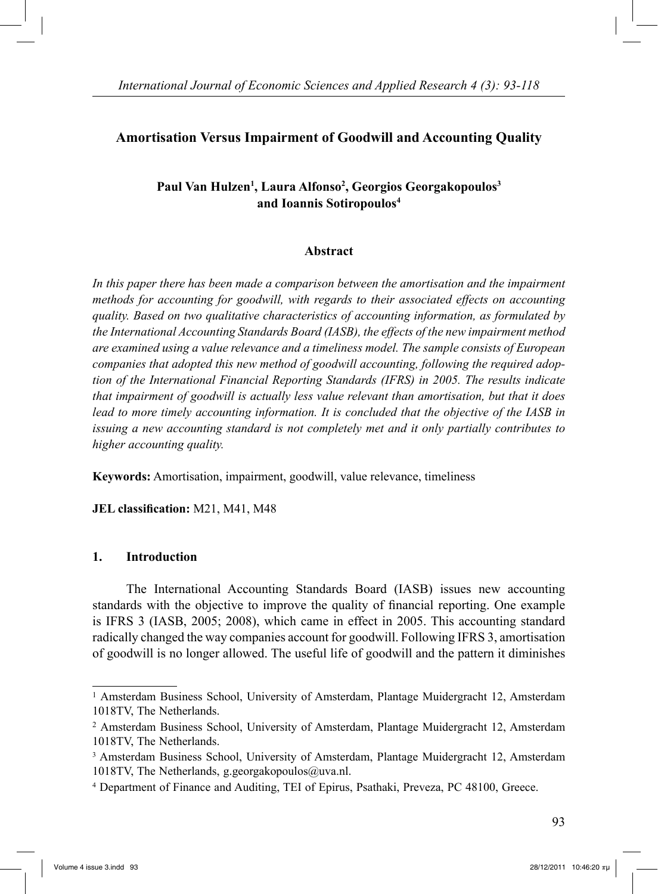# Amortisation Versus Impairment of Goodwill and Accounting Quality

**Paul Van Hulzen[1], Laura Alfonso[2], Georgios Georgakopoulos[3] and Ioannis Sotiropoulos[4]**

## Abstract

*In this paper there has been made a comparison between the amortisation and the impairment methods for accounting for goodwill, with regards to their associated effects on accounting quality. Based on two qualitative characteristics of accounting information, as formulated by the International Accounting Standards Board (IASB), the effects of the new impairment method are examined using a value relevance and a timeliness model. The sample consists of European companies that adopted this new method of goodwill accounting, following the required adoption of the International Financial Reporting Standards (IFRS) in 2005. The results indicate that impairment of goodwill is actually less value relevant than amortisation, but that it does lead to more timely accounting information. It is concluded that the objective of the IASB in issuing a new accounting standard is not completely met and it only partially contributes to higher accounting quality.*

**Keywords:** Amortisation, impairment, goodwill, value relevance, timeliness

**JEL classification:** M21, M41, M48

## 1. Introduction

The International Accounting Standards Board (IASB) issues new accounting standards with the objective to improve the quality of financial reporting. One example is IFRS 3 (IASB, 2005; 2008), which came in effect in 2005. This accounting standard radically changed the way companies account for goodwill. Following IFRS 3, amortisation of goodwill is no longer allowed. The useful life of goodwill and the pattern it diminishes

---

[1] Amsterdam Business School, University of Amsterdam, Plantage Muidergracht 12, Amsterdam 1018TV, The Netherlands.

[2] Amsterdam Business School, University of Amsterdam, Plantage Muidergracht 12, Amsterdam 1018TV, The Netherlands.

[3] Amsterdam Business School, University of Amsterdam, Plantage Muidergracht 12, Amsterdam 1018TV, The Netherlands, g.georgakopoulos@uva.nl.

[4] Department of Finance and Auditing, TEI of Epirus, Psathaki, Preveza, PC 48100, Greece.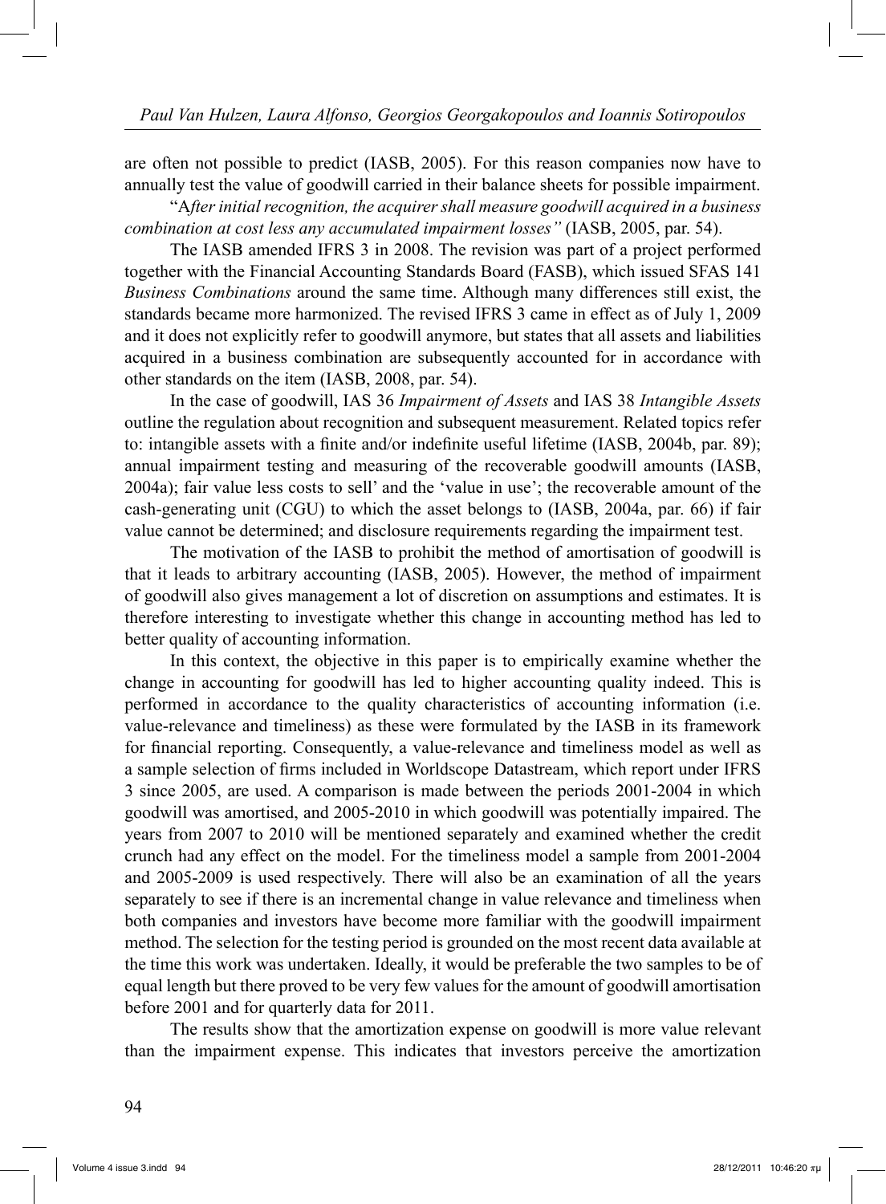are often not possible to predict (IASB, 2005). For this reason companies now have to annually test the value of goodwill carried in their balance sheets for possible impairment.

"A*fter initial recognition, the acquirer shall measure goodwill acquired in a business combination at cost less any accumulated impairment losses"* (IASB, 2005, par. 54).

The IASB amended IFRS 3 in 2008. The revision was part of a project performed together with the Financial Accounting Standards Board (FASB), which issued SFAS 141 *Business Combinations* around the same time. Although many differences still exist, the standards became more harmonized. The revised IFRS 3 came in effect as of July 1, 2009 and it does not explicitly refer to goodwill anymore, but states that all assets and liabilities acquired in a business combination are subsequently accounted for in accordance with other standards on the item (IASB, 2008, par. 54).

In the case of goodwill, IAS 36 *Impairment of Assets* and IAS 38 *Intangible Assets* outline the regulation about recognition and subsequent measurement. Related topics refer to: intangible assets with a finite and/or indefinite useful lifetime (IASB, 2004b, par. 89); annual impairment testing and measuring of the recoverable goodwill amounts (IASB, 2004a); fair value less costs to sell' and the 'value in use'; the recoverable amount of the cash-generating unit (CGU) to which the asset belongs to (IASB, 2004a, par. 66) if fair value cannot be determined; and disclosure requirements regarding the impairment test.

The motivation of the IASB to prohibit the method of amortisation of goodwill is that it leads to arbitrary accounting (IASB, 2005). However, the method of impairment of goodwill also gives management a lot of discretion on assumptions and estimates. It is therefore interesting to investigate whether this change in accounting method has led to better quality of accounting information.

In this context, the objective in this paper is to empirically examine whether the change in accounting for goodwill has led to higher accounting quality indeed. This is performed in accordance to the quality characteristics of accounting information (i.e. value-relevance and timeliness) as these were formulated by the IASB in its framework for financial reporting. Consequently, a value-relevance and timeliness model as well as a sample selection of firms included in Worldscope Datastream, which report under IFRS 3 since 2005, are used. A comparison is made between the periods 2001-2004 in which goodwill was amortised, and 2005-2010 in which goodwill was potentially impaired. The years from 2007 to 2010 will be mentioned separately and examined whether the credit crunch had any effect on the model. For the timeliness model a sample from 2001-2004 and 2005-2009 is used respectively. There will also be an examination of all the years separately to see if there is an incremental change in value relevance and timeliness when both companies and investors have become more familiar with the goodwill impairment method. The selection for the testing period is grounded on the most recent data available at the time this work was undertaken. Ideally, it would be preferable the two samples to be of equal length but there proved to be very few values for the amount of goodwill amortisation before 2001 and for quarterly data for 2011.

The results show that the amortization expense on goodwill is more value relevant than the impairment expense. This indicates that investors perceive the amortization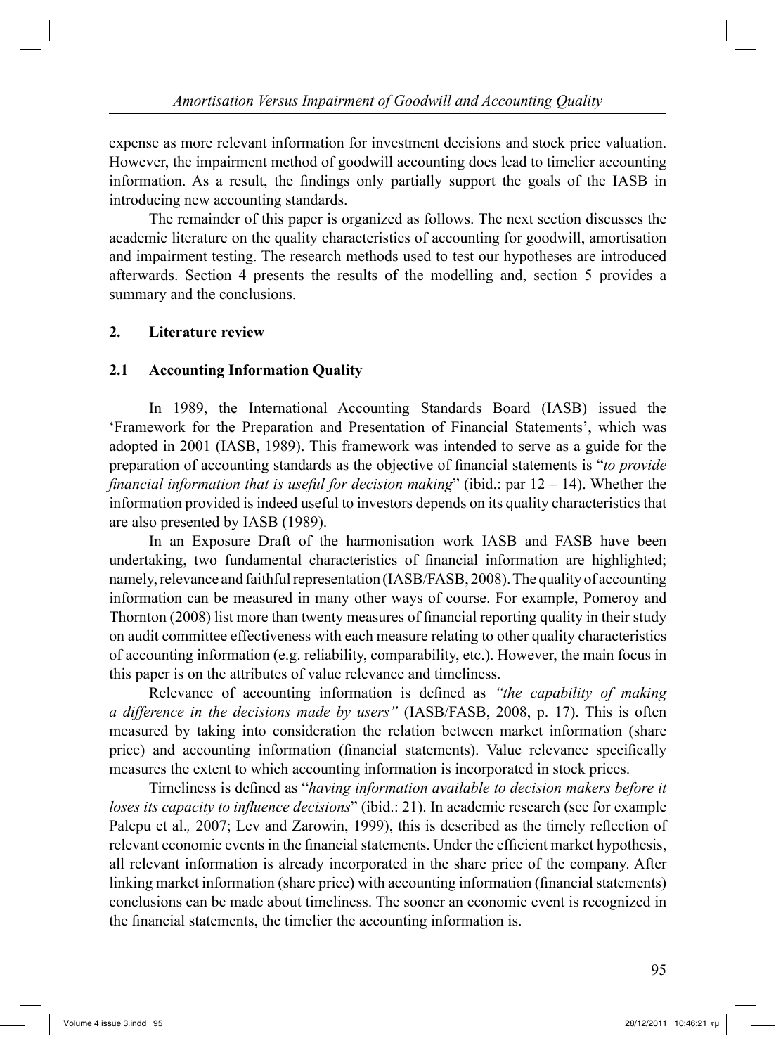expense as more relevant information for investment decisions and stock price valuation. However, the impairment method of goodwill accounting does lead to timelier accounting information. As a result, the findings only partially support the goals of the IASB in introducing new accounting standards.

The remainder of this paper is organized as follows. The next section discusses the academic literature on the quality characteristics of accounting for goodwill, amortisation and impairment testing. The research methods used to test our hypotheses are introduced afterwards. Section 4 presents the results of the modelling and, section 5 provides a summary and the conclusions.

## 2. Literature review

### 2.1 Accounting Information Quality

In 1989, the International Accounting Standards Board (IASB) issued the 'Framework for the Preparation and Presentation of Financial Statements', which was adopted in 2001 (IASB, 1989). This framework was intended to serve as a guide for the preparation of accounting standards as the objective of financial statements is "*to provide financial information that is useful for decision making*" (ibid.: par 12 – 14). Whether the information provided is indeed useful to investors depends on its quality characteristics that are also presented by IASB (1989).

In an Exposure Draft of the harmonisation work IASB and FASB have been undertaking, two fundamental characteristics of financial information are highlighted; namely, relevance and faithful representation (IASB/FASB, 2008). The quality of accounting information can be measured in many other ways of course. For example, Pomeroy and Thornton (2008) list more than twenty measures of financial reporting quality in their study on audit committee effectiveness with each measure relating to other quality characteristics of accounting information (e.g. reliability, comparability, etc.). However, the main focus in this paper is on the attributes of value relevance and timeliness.

Relevance of accounting information is defined as *"the capability of making a difference in the decisions made by users"* (IASB/FASB, 2008, p. 17). This is often measured by taking into consideration the relation between market information (share price) and accounting information (financial statements). Value relevance specifically measures the extent to which accounting information is incorporated in stock prices.

Timeliness is defined as "*having information available to decision makers before it loses its capacity to influence decisions*" (ibid.: 21). In academic research (see for example Palepu et al*.,* 2007; Lev and Zarowin, 1999), this is described as the timely reflection of relevant economic events in the financial statements. Under the efficient market hypothesis, all relevant information is already incorporated in the share price of the company. After linking market information (share price) with accounting information (financial statements) conclusions can be made about timeliness. The sooner an economic event is recognized in the financial statements, the timelier the accounting information is.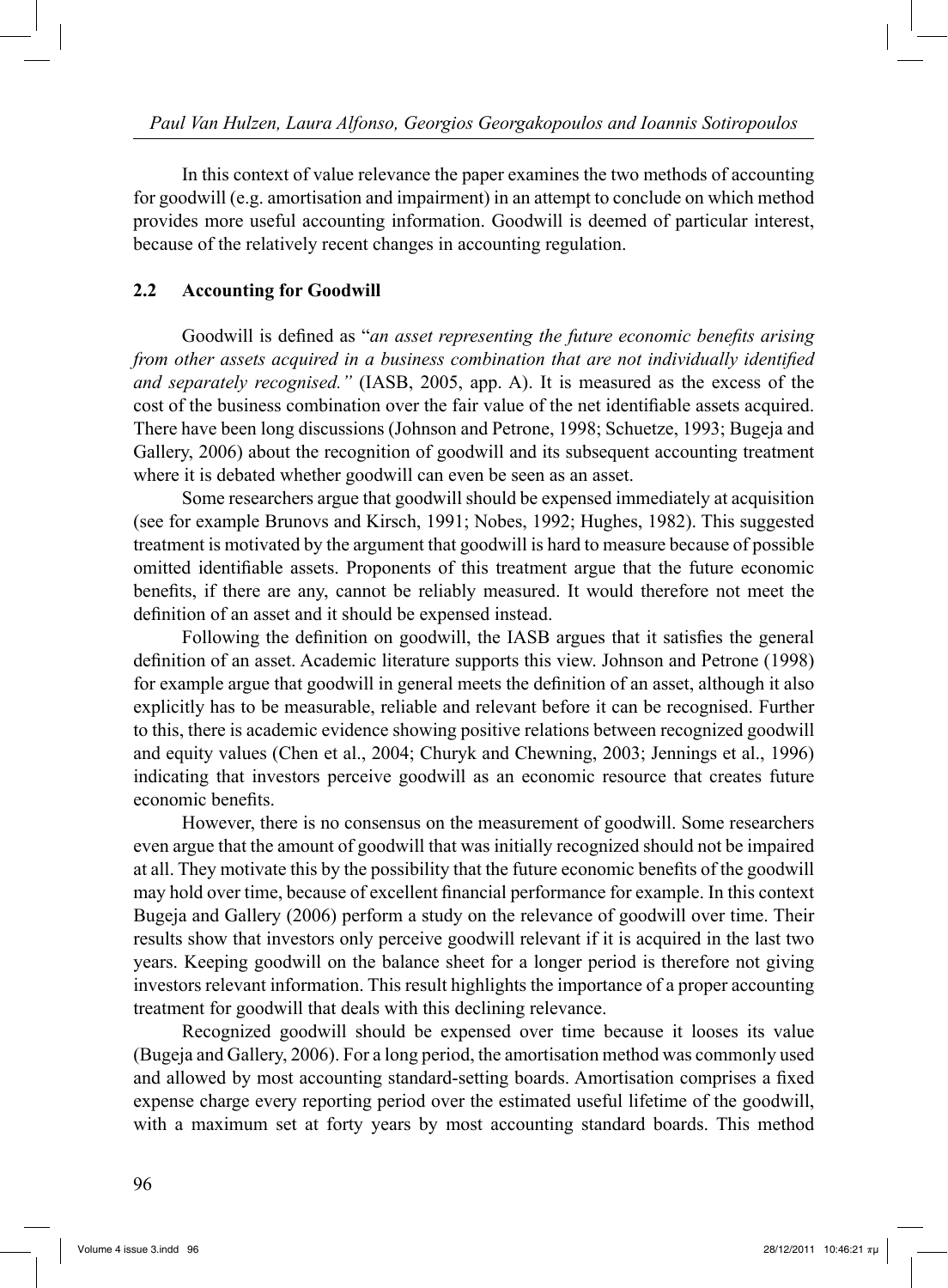In this context of value relevance the paper examines the two methods of accounting for goodwill (e.g. amortisation and impairment) in an attempt to conclude on which method provides more useful accounting information. Goodwill is deemed of particular interest, because of the relatively recent changes in accounting regulation.

## 2.2 Accounting for Goodwill

Goodwill is defined as "*an asset representing the future economic benefits arising from other assets acquired in a business combination that are not individually identified and separately recognised.*" (IASB, 2005, app. A). It is measured as the excess of the cost of the business combination over the fair value of the net identifiable assets acquired. There have been long discussions (Johnson and Petrone, 1998; Schuetze, 1993; Bugeja and Gallery, 2006) about the recognition of goodwill and its subsequent accounting treatment where it is debated whether goodwill can even be seen as an asset.

Some researchers argue that goodwill should be expensed immediately at acquisition (see for example Brunovs and Kirsch, 1991; Nobes, 1992; Hughes, 1982). This suggested treatment is motivated by the argument that goodwill is hard to measure because of possible omitted identifiable assets. Proponents of this treatment argue that the future economic benefits, if there are any, cannot be reliably measured. It would therefore not meet the definition of an asset and it should be expensed instead.

Following the definition on goodwill, the IASB argues that it satisfies the general definition of an asset. Academic literature supports this view. Johnson and Petrone (1998) for example argue that goodwill in general meets the definition of an asset, although it also explicitly has to be measurable, reliable and relevant before it can be recognised. Further to this, there is academic evidence showing positive relations between recognized goodwill and equity values (Chen et al., 2004; Churyk and Chewning, 2003; Jennings et al., 1996) indicating that investors perceive goodwill as an economic resource that creates future economic benefits.

However, there is no consensus on the measurement of goodwill. Some researchers even argue that the amount of goodwill that was initially recognized should not be impaired at all. They motivate this by the possibility that the future economic benefits of the goodwill may hold over time, because of excellent financial performance for example. In this context Bugeja and Gallery (2006) perform a study on the relevance of goodwill over time. Their results show that investors only perceive goodwill relevant if it is acquired in the last two years. Keeping goodwill on the balance sheet for a longer period is therefore not giving investors relevant information. This result highlights the importance of a proper accounting treatment for goodwill that deals with this declining relevance.

Recognized goodwill should be expensed over time because it looses its value (Bugeja and Gallery, 2006). For a long period, the amortisation method was commonly used and allowed by most accounting standard-setting boards. Amortisation comprises a fixed expense charge every reporting period over the estimated useful lifetime of the goodwill, with a maximum set at forty years by most accounting standard boards. This method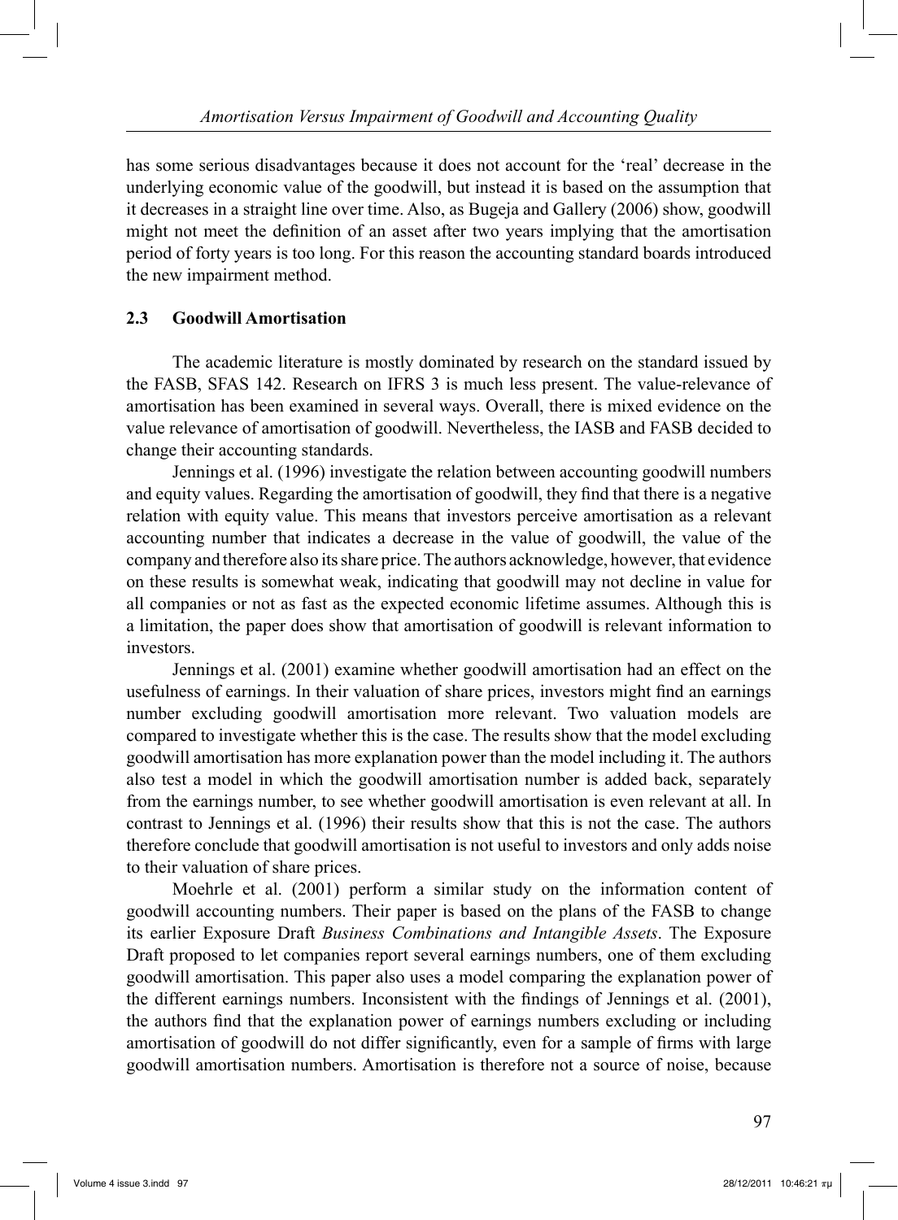has some serious disadvantages because it does not account for the 'real' decrease in the underlying economic value of the goodwill, but instead it is based on the assumption that it decreases in a straight line over time. Also, as Bugeja and Gallery (2006) show, goodwill might not meet the definition of an asset after two years implying that the amortisation period of forty years is too long. For this reason the accounting standard boards introduced the new impairment method.

## 2.3 Goodwill Amortisation

The academic literature is mostly dominated by research on the standard issued by the FASB, SFAS 142. Research on IFRS 3 is much less present. The value-relevance of amortisation has been examined in several ways. Overall, there is mixed evidence on the value relevance of amortisation of goodwill. Nevertheless, the IASB and FASB decided to change their accounting standards.

Jennings et al. (1996) investigate the relation between accounting goodwill numbers and equity values. Regarding the amortisation of goodwill, they find that there is a negative relation with equity value. This means that investors perceive amortisation as a relevant accounting number that indicates a decrease in the value of goodwill, the value of the company and therefore also its share price. The authors acknowledge, however, that evidence on these results is somewhat weak, indicating that goodwill may not decline in value for all companies or not as fast as the expected economic lifetime assumes. Although this is a limitation, the paper does show that amortisation of goodwill is relevant information to investors.

Jennings et al. (2001) examine whether goodwill amortisation had an effect on the usefulness of earnings. In their valuation of share prices, investors might find an earnings number excluding goodwill amortisation more relevant. Two valuation models are compared to investigate whether this is the case. The results show that the model excluding goodwill amortisation has more explanation power than the model including it. The authors also test a model in which the goodwill amortisation number is added back, separately from the earnings number, to see whether goodwill amortisation is even relevant at all. In contrast to Jennings et al. (1996) their results show that this is not the case. The authors therefore conclude that goodwill amortisation is not useful to investors and only adds noise to their valuation of share prices.

Moehrle et al. (2001) perform a similar study on the information content of goodwill accounting numbers. Their paper is based on the plans of the FASB to change its earlier Exposure Draft *Business Combinations and Intangible Assets*. The Exposure Draft proposed to let companies report several earnings numbers, one of them excluding goodwill amortisation. This paper also uses a model comparing the explanation power of the different earnings numbers. Inconsistent with the findings of Jennings et al. (2001), the authors find that the explanation power of earnings numbers excluding or including amortisation of goodwill do not differ significantly, even for a sample of firms with large goodwill amortisation numbers. Amortisation is therefore not a source of noise, because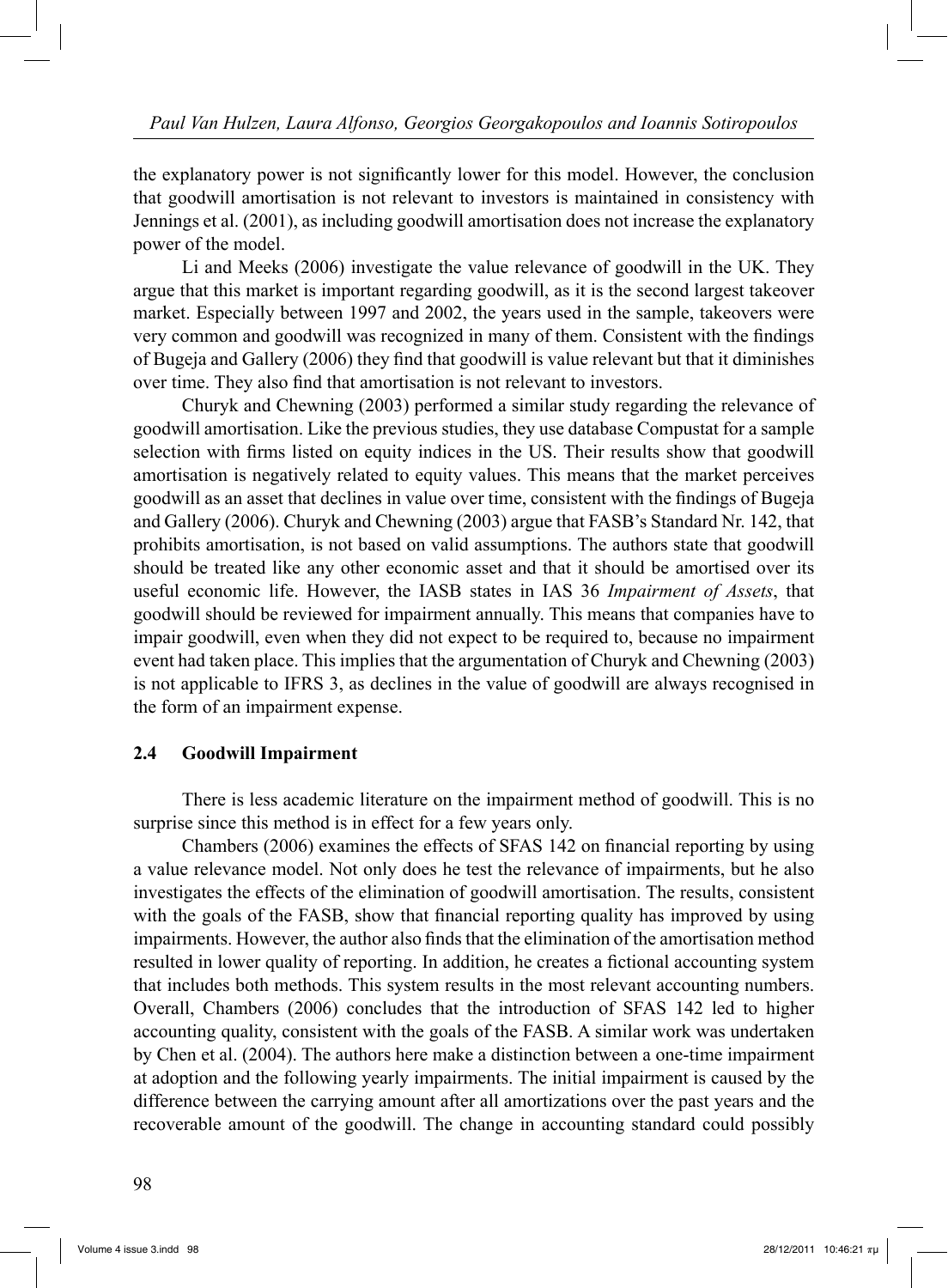the explanatory power is not significantly lower for this model. However, the conclusion that goodwill amortisation is not relevant to investors is maintained in consistency with Jennings et al. (2001), as including goodwill amortisation does not increase the explanatory power of the model.

Li and Meeks (2006) investigate the value relevance of goodwill in the UK. They argue that this market is important regarding goodwill, as it is the second largest takeover market. Especially between 1997 and 2002, the years used in the sample, takeovers were very common and goodwill was recognized in many of them. Consistent with the findings of Bugeja and Gallery (2006) they find that goodwill is value relevant but that it diminishes over time. They also find that amortisation is not relevant to investors.

Churyk and Chewning (2003) performed a similar study regarding the relevance of goodwill amortisation. Like the previous studies, they use database Compustat for a sample selection with firms listed on equity indices in the US. Their results show that goodwill amortisation is negatively related to equity values. This means that the market perceives goodwill as an asset that declines in value over time, consistent with the findings of Bugeja and Gallery (2006). Churyk and Chewning (2003) argue that FASB's Standard Nr. 142, that prohibits amortisation, is not based on valid assumptions. The authors state that goodwill should be treated like any other economic asset and that it should be amortised over its useful economic life. However, the IASB states in IAS 36 *Impairment of Assets*, that goodwill should be reviewed for impairment annually. This means that companies have to impair goodwill, even when they did not expect to be required to, because no impairment event had taken place. This implies that the argumentation of Churyk and Chewning (2003) is not applicable to IFRS 3, as declines in the value of goodwill are always recognised in the form of an impairment expense.

## 2.4 Goodwill Impairment

There is less academic literature on the impairment method of goodwill. This is no surprise since this method is in effect for a few years only.

Chambers (2006) examines the effects of SFAS 142 on financial reporting by using a value relevance model. Not only does he test the relevance of impairments, but he also investigates the effects of the elimination of goodwill amortisation. The results, consistent with the goals of the FASB, show that financial reporting quality has improved by using impairments. However, the author also finds that the elimination of the amortisation method resulted in lower quality of reporting. In addition, he creates a fictional accounting system that includes both methods. This system results in the most relevant accounting numbers. Overall, Chambers (2006) concludes that the introduction of SFAS 142 led to higher accounting quality, consistent with the goals of the FASB. A similar work was undertaken by Chen et al. (2004). The authors here make a distinction between a one-time impairment at adoption and the following yearly impairments. The initial impairment is caused by the difference between the carrying amount after all amortizations over the past years and the recoverable amount of the goodwill. The change in accounting standard could possibly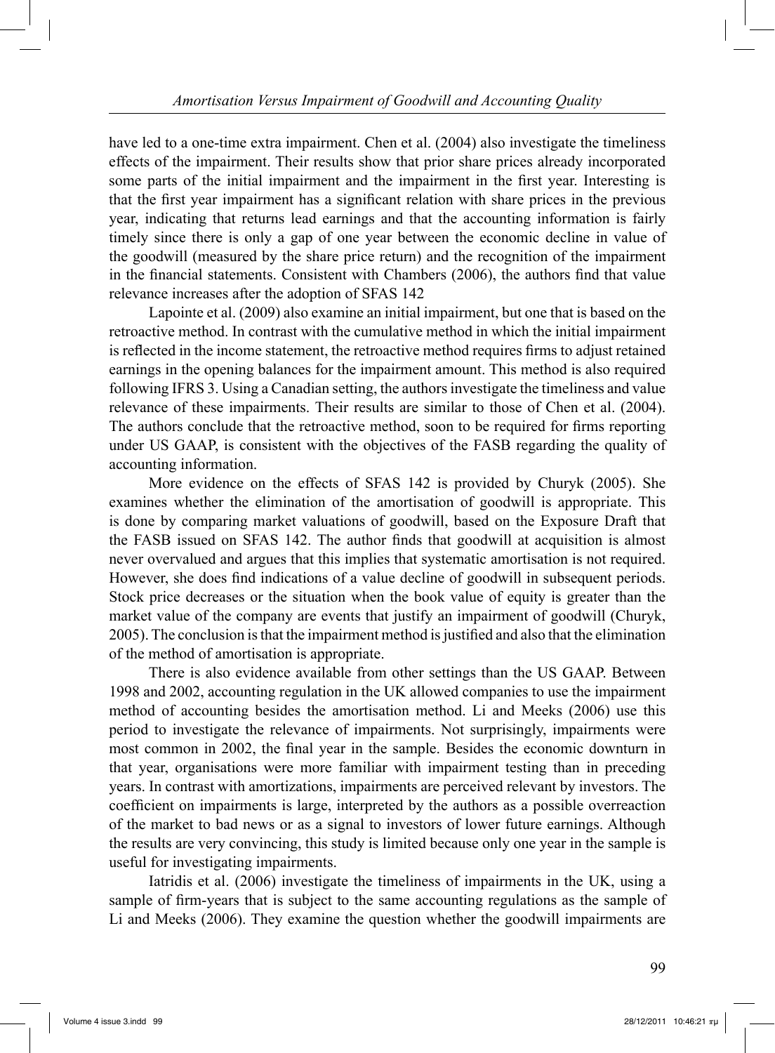have led to a one-time extra impairment. Chen et al. (2004) also investigate the timeliness effects of the impairment. Their results show that prior share prices already incorporated some parts of the initial impairment and the impairment in the first year. Interesting is that the first year impairment has a significant relation with share prices in the previous year, indicating that returns lead earnings and that the accounting information is fairly timely since there is only a gap of one year between the economic decline in value of the goodwill (measured by the share price return) and the recognition of the impairment in the financial statements. Consistent with Chambers (2006), the authors find that value relevance increases after the adoption of SFAS 142

Lapointe et al. (2009) also examine an initial impairment, but one that is based on the retroactive method. In contrast with the cumulative method in which the initial impairment is reflected in the income statement, the retroactive method requires firms to adjust retained earnings in the opening balances for the impairment amount. This method is also required following IFRS 3. Using a Canadian setting, the authors investigate the timeliness and value relevance of these impairments. Their results are similar to those of Chen et al. (2004). The authors conclude that the retroactive method, soon to be required for firms reporting under US GAAP, is consistent with the objectives of the FASB regarding the quality of accounting information.

More evidence on the effects of SFAS 142 is provided by Churyk (2005). She examines whether the elimination of the amortisation of goodwill is appropriate. This is done by comparing market valuations of goodwill, based on the Exposure Draft that the FASB issued on SFAS 142. The author finds that goodwill at acquisition is almost never overvalued and argues that this implies that systematic amortisation is not required. However, she does find indications of a value decline of goodwill in subsequent periods. Stock price decreases or the situation when the book value of equity is greater than the market value of the company are events that justify an impairment of goodwill (Churyk, 2005). The conclusion is that the impairment method is justified and also that the elimination of the method of amortisation is appropriate.

There is also evidence available from other settings than the US GAAP. Between 1998 and 2002, accounting regulation in the UK allowed companies to use the impairment method of accounting besides the amortisation method. Li and Meeks (2006) use this period to investigate the relevance of impairments. Not surprisingly, impairments were most common in 2002, the final year in the sample. Besides the economic downturn in that year, organisations were more familiar with impairment testing than in preceding years. In contrast with amortizations, impairments are perceived relevant by investors. The coefficient on impairments is large, interpreted by the authors as a possible overreaction of the market to bad news or as a signal to investors of lower future earnings. Although the results are very convincing, this study is limited because only one year in the sample is useful for investigating impairments.

Iatridis et al. (2006) investigate the timeliness of impairments in the UK, using a sample of firm-years that is subject to the same accounting regulations as the sample of Li and Meeks (2006). They examine the question whether the goodwill impairments are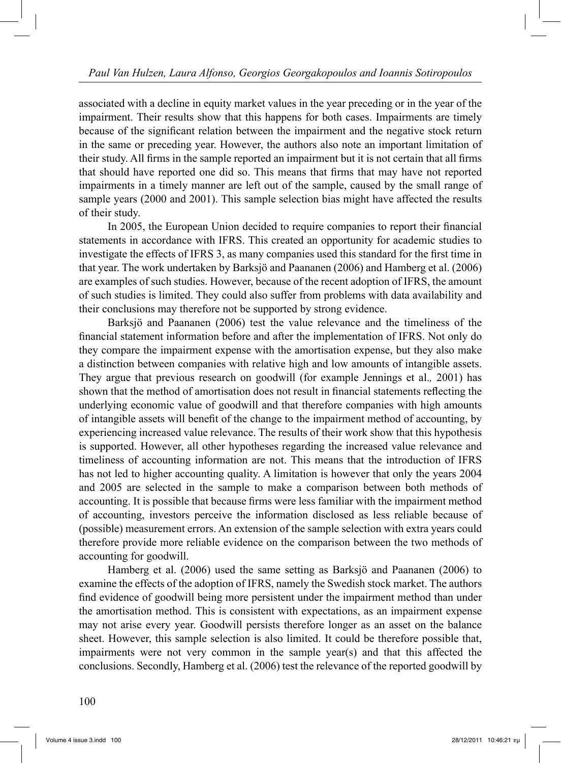associated with a decline in equity market values in the year preceding or in the year of the impairment. Their results show that this happens for both cases. Impairments are timely because of the significant relation between the impairment and the negative stock return in the same or preceding year. However, the authors also note an important limitation of their study. All firms in the sample reported an impairment but it is not certain that all firms that should have reported one did so. This means that firms that may have not reported impairments in a timely manner are left out of the sample, caused by the small range of sample years (2000 and 2001). This sample selection bias might have affected the results of their study.

In 2005, the European Union decided to require companies to report their financial statements in accordance with IFRS. This created an opportunity for academic studies to investigate the effects of IFRS 3, as many companies used this standard for the first time in that year. The work undertaken by Barksjö and Paananen (2006) and Hamberg et al. (2006) are examples of such studies. However, because of the recent adoption of IFRS, the amount of such studies is limited. They could also suffer from problems with data availability and their conclusions may therefore not be supported by strong evidence.

Barksjö and Paananen (2006) test the value relevance and the timeliness of the financial statement information before and after the implementation of IFRS. Not only do they compare the impairment expense with the amortisation expense, but they also make a distinction between companies with relative high and low amounts of intangible assets. They argue that previous research on goodwill (for example Jennings et al*.,* 2001) has shown that the method of amortisation does not result in financial statements reflecting the underlying economic value of goodwill and that therefore companies with high amounts of intangible assets will benefit of the change to the impairment method of accounting, by experiencing increased value relevance. The results of their work show that this hypothesis is supported. However, all other hypotheses regarding the increased value relevance and timeliness of accounting information are not. This means that the introduction of IFRS has not led to higher accounting quality. A limitation is however that only the years 2004 and 2005 are selected in the sample to make a comparison between both methods of accounting. It is possible that because firms were less familiar with the impairment method of accounting, investors perceive the information disclosed as less reliable because of (possible) measurement errors. An extension of the sample selection with extra years could therefore provide more reliable evidence on the comparison between the two methods of accounting for goodwill.

Hamberg et al. (2006) used the same setting as Barksjö and Paananen (2006) to examine the effects of the adoption of IFRS, namely the Swedish stock market. The authors find evidence of goodwill being more persistent under the impairment method than under the amortisation method. This is consistent with expectations, as an impairment expense may not arise every year. Goodwill persists therefore longer as an asset on the balance sheet. However, this sample selection is also limited. It could be therefore possible that, impairments were not very common in the sample year(s) and that this affected the conclusions. Secondly, Hamberg et al. (2006) test the relevance of the reported goodwill by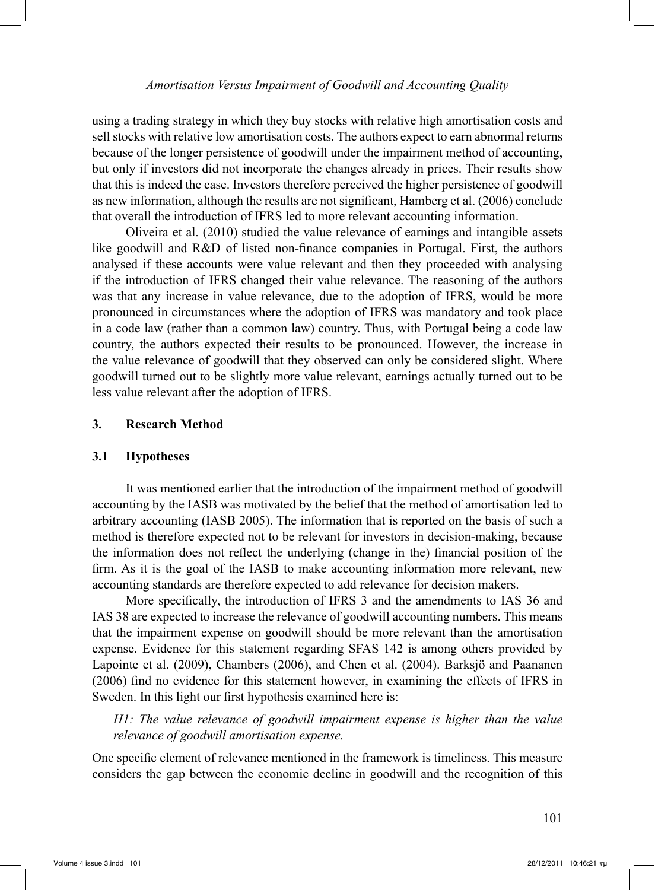using a trading strategy in which they buy stocks with relative high amortisation costs and sell stocks with relative low amortisation costs. The authors expect to earn abnormal returns because of the longer persistence of goodwill under the impairment method of accounting, but only if investors did not incorporate the changes already in prices. Their results show that this is indeed the case. Investors therefore perceived the higher persistence of goodwill as new information, although the results are not significant, Hamberg et al. (2006) conclude that overall the introduction of IFRS led to more relevant accounting information.

Oliveira et al. (2010) studied the value relevance of earnings and intangible assets like goodwill and R&D of listed non-finance companies in Portugal. First, the authors analysed if these accounts were value relevant and then they proceeded with analysing if the introduction of IFRS changed their value relevance. The reasoning of the authors was that any increase in value relevance, due to the adoption of IFRS, would be more pronounced in circumstances where the adoption of IFRS was mandatory and took place in a code law (rather than a common law) country. Thus, with Portugal being a code law country, the authors expected their results to be pronounced. However, the increase in the value relevance of goodwill that they observed can only be considered slight. Where goodwill turned out to be slightly more value relevant, earnings actually turned out to be less value relevant after the adoption of IFRS.

## 3. Research Method

### 3.1 Hypotheses

It was mentioned earlier that the introduction of the impairment method of goodwill accounting by the IASB was motivated by the belief that the method of amortisation led to arbitrary accounting (IASB 2005). The information that is reported on the basis of such a method is therefore expected not to be relevant for investors in decision-making, because the information does not reflect the underlying (change in the) financial position of the firm. As it is the goal of the IASB to make accounting information more relevant, new accounting standards are therefore expected to add relevance for decision makers.

More specifically, the introduction of IFRS 3 and the amendments to IAS 36 and IAS 38 are expected to increase the relevance of goodwill accounting numbers. This means that the impairment expense on goodwill should be more relevant than the amortisation expense. Evidence for this statement regarding SFAS 142 is among others provided by Lapointe et al. (2009), Chambers (2006), and Chen et al. (2004). Barksjö and Paananen (2006) find no evidence for this statement however, in examining the effects of IFRS in Sweden. In this light our first hypothesis examined here is:

*H1: The value relevance of goodwill impairment expense is higher than the value relevance of goodwill amortisation expense.*

One specific element of relevance mentioned in the framework is timeliness. This measure considers the gap between the economic decline in goodwill and the recognition of this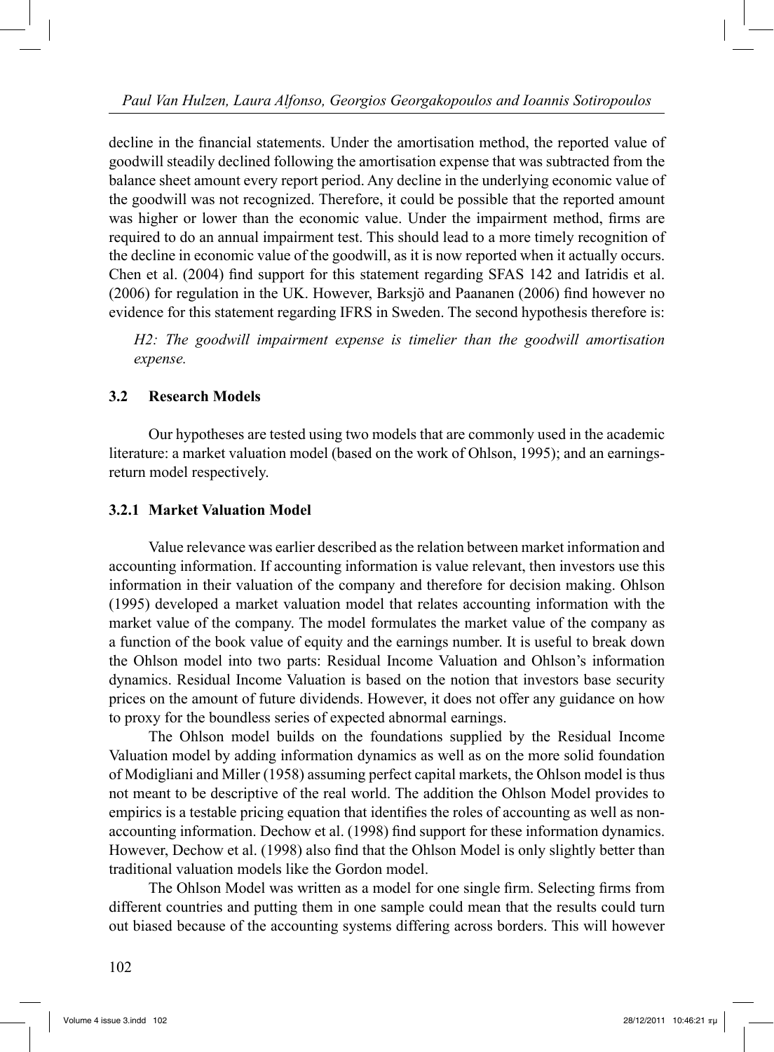decline in the financial statements. Under the amortisation method, the reported value of goodwill steadily declined following the amortisation expense that was subtracted from the balance sheet amount every report period. Any decline in the underlying economic value of the goodwill was not recognized. Therefore, it could be possible that the reported amount was higher or lower than the economic value. Under the impairment method, firms are required to do an annual impairment test. This should lead to a more timely recognition of the decline in economic value of the goodwill, as it is now reported when it actually occurs. Chen et al. (2004) find support for this statement regarding SFAS 142 and Iatridis et al. (2006) for regulation in the UK. However, Barksjö and Paananen (2006) find however no evidence for this statement regarding IFRS in Sweden. The second hypothesis therefore is:

> *H2: The goodwill impairment expense is timelier than the goodwill amortisation expense.*

### 3.2 Research Models

Our hypotheses are tested using two models that are commonly used in the academic literature: a market valuation model (based on the work of Ohlson, 1995); and an earnings-return model respectively.

#### 3.2.1 Market Valuation Model

Value relevance was earlier described as the relation between market information and accounting information. If accounting information is value relevant, then investors use this information in their valuation of the company and therefore for decision making. Ohlson (1995) developed a market valuation model that relates accounting information with the market value of the company. The model formulates the market value of the company as a function of the book value of equity and the earnings number. It is useful to break down the Ohlson model into two parts: Residual Income Valuation and Ohlson's information dynamics. Residual Income Valuation is based on the notion that investors base security prices on the amount of future dividends. However, it does not offer any guidance on how to proxy for the boundless series of expected abnormal earnings.

The Ohlson model builds on the foundations supplied by the Residual Income Valuation model by adding information dynamics as well as on the more solid foundation of Modigliani and Miller (1958) assuming perfect capital markets, the Ohlson model is thus not meant to be descriptive of the real world. The addition the Ohlson Model provides to empirics is a testable pricing equation that identifies the roles of accounting as well as non-accounting information. Dechow et al. (1998) find support for these information dynamics. However, Dechow et al. (1998) also find that the Ohlson Model is only slightly better than traditional valuation models like the Gordon model.

The Ohlson Model was written as a model for one single firm. Selecting firms from different countries and putting them in one sample could mean that the results could turn out biased because of the accounting systems differing across borders. This will however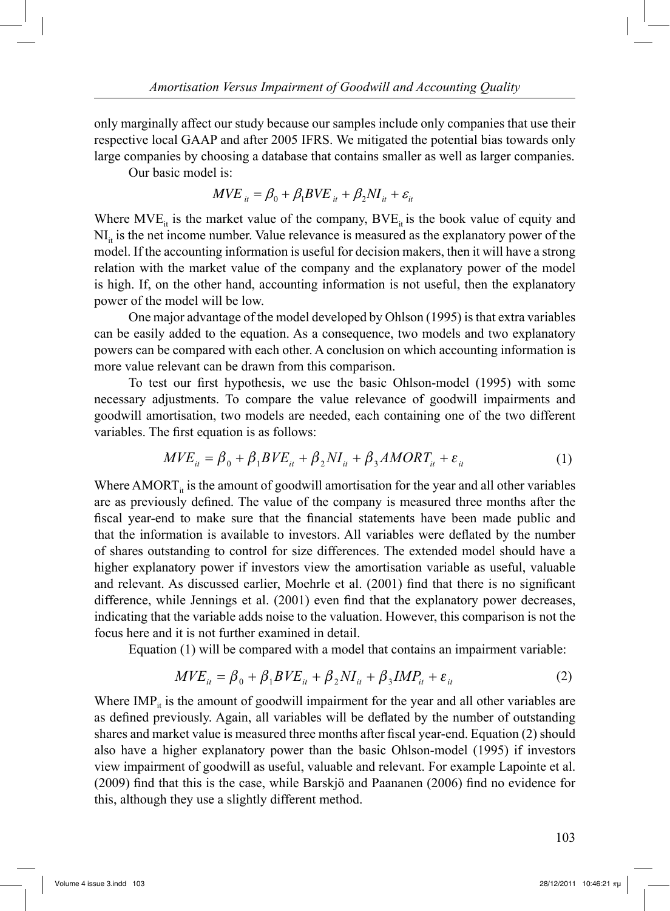only marginally affect our study because our samples include only companies that use their respective local GAAP and after 2005 IFRS. We mitigated the potential bias towards only large companies by choosing a database that contains smaller as well as larger companies.

Our basic model is:

$$MVE_{it} = \beta_0 + \beta_1 BVE_{it} + \beta_2 NI_{it} + \varepsilon_{it}$$

Where $MVE_{it}$ is the market value of the company, $BVE_{it}$ is the book value of equity and $NI_{it}$ is the net income number. Value relevance is measured as the explanatory power of the model. If the accounting information is useful for decision makers, then it will have a strong relation with the market value of the company and the explanatory power of the model is high. If, on the other hand, accounting information is not useful, then the explanatory power of the model will be low.

One major advantage of the model developed by Ohlson (1995) is that extra variables can be easily added to the equation. As a consequence, two models and two explanatory powers can be compared with each other. A conclusion on which accounting information is more value relevant can be drawn from this comparison.

To test our first hypothesis, we use the basic Ohlson-model (1995) with some necessary adjustments. To compare the value relevance of goodwill impairments and goodwill amortisation, two models are needed, each containing one of the two different variables. The first equation is as follows:

$$MVE_{it} = \beta_0 + \beta_1 BVE_{it} + \beta_2 NI_{it} + \beta_3 AMORT_{it} + \varepsilon_{it} \tag{1}$$

Where $AMORT_{it}$ is the amount of goodwill amortisation for the year and all other variables are as previously defined. The value of the company is measured three months after the fiscal year-end to make sure that the financial statements have been made public and that the information is available to investors. All variables were deflated by the number of shares outstanding to control for size differences. The extended model should have a higher explanatory power if investors view the amortisation variable as useful, valuable and relevant. As discussed earlier, Moehrle et al. (2001) find that there is no significant difference, while Jennings et al. (2001) even find that the explanatory power decreases, indicating that the variable adds noise to the valuation. However, this comparison is not the focus here and it is not further examined in detail.

Equation (1) will be compared with a model that contains an impairment variable:

$$MVE_{it} = \beta_0 + \beta_1 BVE_{it} + \beta_2 NI_{it} + \beta_3 IMP_{it} + \varepsilon_{it} \tag{2}$$

Where $IMP_{it}$ is the amount of goodwill impairment for the year and all other variables are as defined previously. Again, all variables will be deflated by the number of outstanding shares and market value is measured three months after fiscal year-end. Equation (2) should also have a higher explanatory power than the basic Ohlson-model (1995) if investors view impairment of goodwill as useful, valuable and relevant. For example Lapointe et al. (2009) find that this is the case, while Barskjö and Paananen (2006) find no evidence for this, although they use a slightly different method.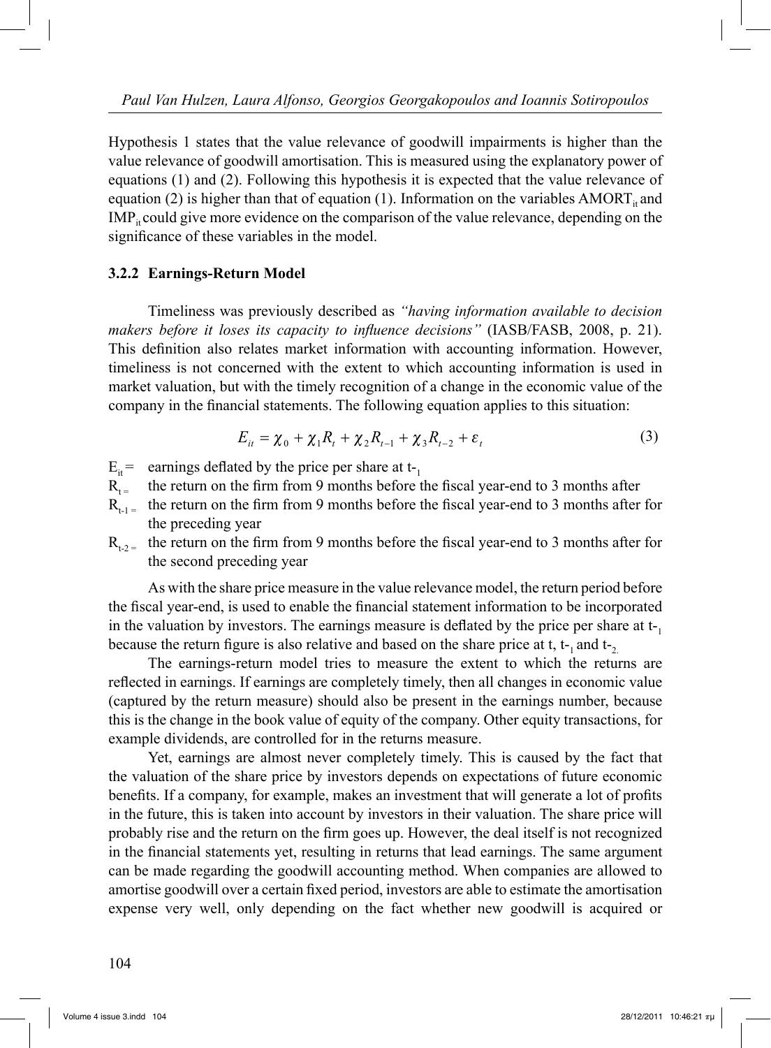Hypothesis 1 states that the value relevance of goodwill impairments is higher than the value relevance of goodwill amortisation. This is measured using the explanatory power of equations (1) and (2). Following this hypothesis it is expected that the value relevance of equation (2) is higher than that of equation (1). Information on the variables $AMORT_{it}$ and $IMP_{it}$ could give more evidence on the comparison of the value relevance, depending on the significance of these variables in the model.

### 3.2.2 Earnings-Return Model

Timeliness was previously described as *"having information available to decision makers before it loses its capacity to influence decisions"* (IASB/FASB, 2008, p. 21). This definition also relates market information with accounting information. However, timeliness is not concerned with the extent to which accounting information is used in market valuation, but with the timely recognition of a change in the economic value of the company in the financial statements. The following equation applies to this situation:

$$E_{it} = \chi_0 + \chi_1 R_t + \chi_2 R_{t-1} + \chi_3 R_{t-2} + \varepsilon_t \tag{3}$$

$E_{it}$ = earnings deflated by the price per share at $t_{-1}$

$R_t$ = the return on the firm from 9 months before the fiscal year-end to 3 months after

$R_{t-1}$ = the return on the firm from 9 months before the fiscal year-end to 3 months after for the preceding year

$R_{t-2}$ = the return on the firm from 9 months before the fiscal year-end to 3 months after for the second preceding year

As with the share price measure in the value relevance model, the return period before the fiscal year-end, is used to enable the financial statement information to be incorporated in the valuation by investors. The earnings measure is deflated by the price per share at $t_{-1}$ because the return figure is also relative and based on the share price at t, $t_{-1}$ and $t_{-2}$.

The earnings-return model tries to measure the extent to which the returns are reflected in earnings. If earnings are completely timely, then all changes in economic value (captured by the return measure) should also be present in the earnings number, because this is the change in the book value of equity of the company. Other equity transactions, for example dividends, are controlled for in the returns measure.

Yet, earnings are almost never completely timely. This is caused by the fact that the valuation of the share price by investors depends on expectations of future economic benefits. If a company, for example, makes an investment that will generate a lot of profits in the future, this is taken into account by investors in their valuation. The share price will probably rise and the return on the firm goes up. However, the deal itself is not recognized in the financial statements yet, resulting in returns that lead earnings. The same argument can be made regarding the goodwill accounting method. When companies are allowed to amortise goodwill over a certain fixed period, investors are able to estimate the amortisation expense very well, only depending on the fact whether new goodwill is acquired or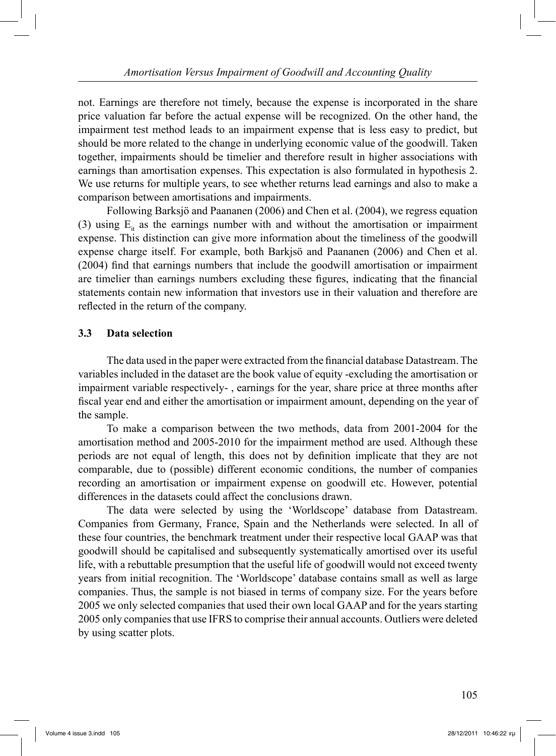not. Earnings are therefore not timely, because the expense is incorporated in the share price valuation far before the actual expense will be recognized. On the other hand, the impairment test method leads to an impairment expense that is less easy to predict, but should be more related to the change in underlying economic value of the goodwill. Taken together, impairments should be timelier and therefore result in higher associations with earnings than amortisation expenses. This expectation is also formulated in hypothesis 2. We use returns for multiple years, to see whether returns lead earnings and also to make a comparison between amortisations and impairments.

Following Barksjö and Paananen (2006) and Chen et al. (2004), we regress equation (3) using $E_{it}$ as the earnings number with and without the amortisation or impairment expense. This distinction can give more information about the timeliness of the goodwill expense charge itself. For example, both Barkjsö and Paananen (2006) and Chen et al. (2004) find that earnings numbers that include the goodwill amortisation or impairment are timelier than earnings numbers excluding these figures, indicating that the financial statements contain new information that investors use in their valuation and therefore are reflected in the return of the company.

### 3.3 Data selection

The data used in the paper were extracted from the financial database Datastream. The variables included in the dataset are the book value of equity -excluding the amortisation or impairment variable respectively- , earnings for the year, share price at three months after fiscal year end and either the amortisation or impairment amount, depending on the year of the sample.

To make a comparison between the two methods, data from 2001-2004 for the amortisation method and 2005-2010 for the impairment method are used. Although these periods are not equal of length, this does not by definition implicate that they are not comparable, due to (possible) different economic conditions, the number of companies recording an amortisation or impairment expense on goodwill etc. However, potential differences in the datasets could affect the conclusions drawn.

The data were selected by using the 'Worldscope' database from Datastream. Companies from Germany, France, Spain and the Netherlands were selected. In all of these four countries, the benchmark treatment under their respective local GAAP was that goodwill should be capitalised and subsequently systematically amortised over its useful life, with a rebuttable presumption that the useful life of goodwill would not exceed twenty years from initial recognition. The 'Worldscope' database contains small as well as large companies. Thus, the sample is not biased in terms of company size. For the years before 2005 we only selected companies that used their own local GAAP and for the years starting 2005 only companies that use IFRS to comprise their annual accounts. Outliers were deleted by using scatter plots.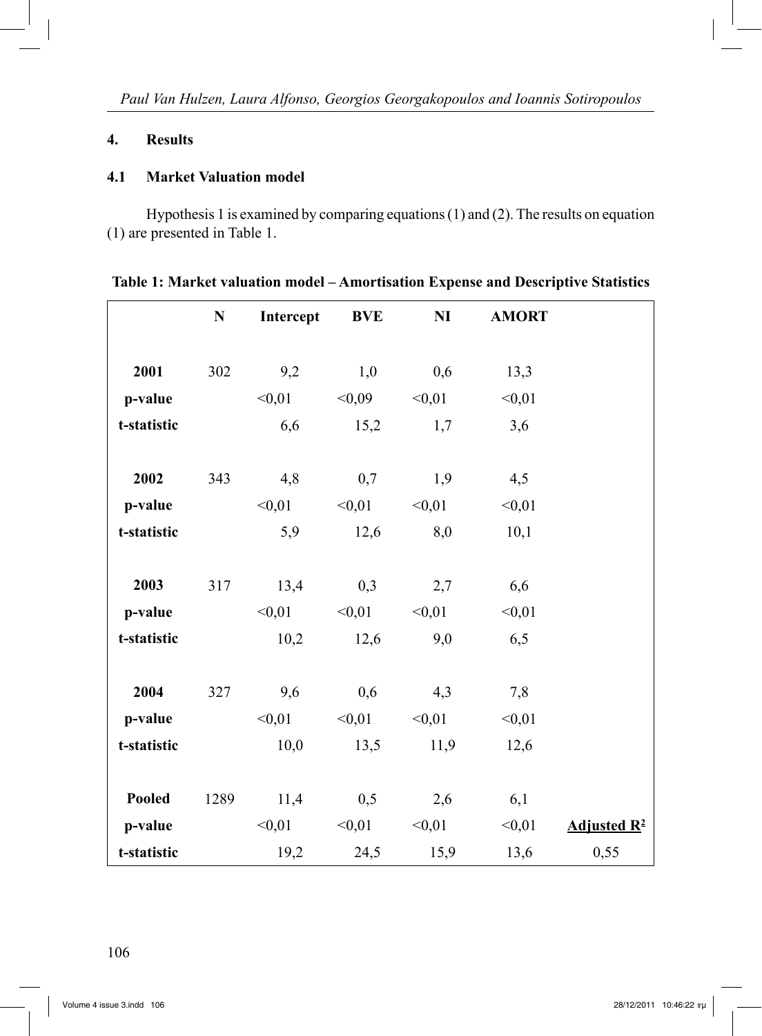## 4. Results

### 4.1 Market Valuation model

Hypothesis 1 is examined by comparing equations (1) and (2). The results on equation (1) are presented in Table 1.

**Table 1: Market valuation model – Amortisation Expense and Descriptive Statistics**

| | N | Intercept | BVE | NI | AMORT | |
|---|---|---|---|---|---|---|
| **2001** | 302 | 9,2 | 1,0 | 0,6 | 13,3 | |
| **p-value** | | <0,01 | <0,09 | <0,01 | <0,01 | |
| **t-statistic** | | 6,6 | 15,2 | 1,7 | 3,6 | |
| **2002** | 343 | 4,8 | 0,7 | 1,9 | 4,5 | |
| **p-value** | | <0,01 | <0,01 | <0,01 | <0,01 | |
| **t-statistic** | | 5,9 | 12,6 | 8,0 | 10,1 | |
| **2003** | 317 | 13,4 | 0,3 | 2,7 | 6,6 | |
| **p-value** | | <0,01 | <0,01 | <0,01 | <0,01 | |
| **t-statistic** | | 10,2 | 12,6 | 9,0 | 6,5 | |
| **2004** | 327 | 9,6 | 0,6 | 4,3 | 7,8 | |
| **p-value** | | <0,01 | <0,01 | <0,01 | <0,01 | |
| **t-statistic** | | 10,0 | 13,5 | 11,9 | 12,6 | |
| **Pooled** | 1289 | 11,4 | 0,5 | 2,6 | 6,1 | |
| **p-value** | | <0,01 | <0,01 | <0,01 | <0,01 | **Adjusted $R^2$** |
| **t-statistic** | | 19,2 | 24,5 | 15,9 | 13,6 | 0,55 |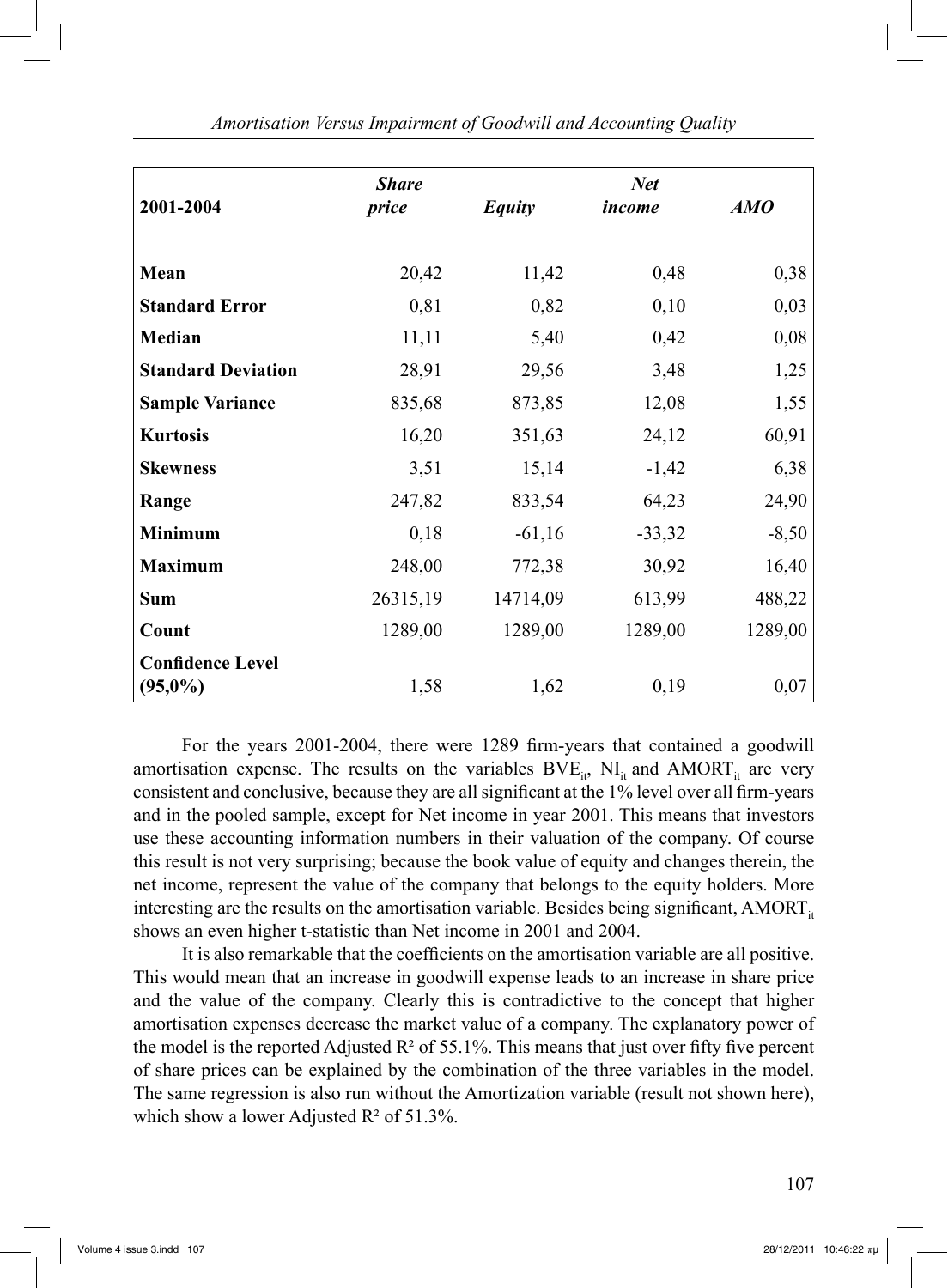| 2001-2004 | ***Share price*** | ***Equity*** | ***Net income*** | ***AMO*** |
|---|---|---|---|---|
| **Mean** | 20,42 | 11,42 | 0,48 | 0,38 |
| **Standard Error** | 0,81 | 0,82 | 0,10 | 0,03 |
| **Median** | 11,11 | 5,40 | 0,42 | 0,08 |
| **Standard Deviation** | 28,91 | 29,56 | 3,48 | 1,25 |
| **Sample Variance** | 835,68 | 873,85 | 12,08 | 1,55 |
| **Kurtosis** | 16,20 | 351,63 | 24,12 | 60,91 |
| **Skewness** | 3,51 | 15,14 | -1,42 | 6,38 |
| **Range** | 247,82 | 833,54 | 64,23 | 24,90 |
| **Minimum** | 0,18 | -61,16 | -33,32 | -8,50 |
| **Maximum** | 248,00 | 772,38 | 30,92 | 16,40 |
| **Sum** | 26315,19 | 14714,09 | 613,99 | 488,22 |
| **Count** | 1289,00 | 1289,00 | 1289,00 | 1289,00 |
| **Confidence Level (95,0%)** | 1,58 | 1,62 | 0,19 | 0,07 |

For the years 2001-2004, there were 1289 firm-years that contained a goodwill amortisation expense. The results on the variables $BVE_{it}$, $NI_{it}$ and $AMORT_{it}$ are very consistent and conclusive, because they are all significant at the 1% level over all firm-years and in the pooled sample, except for Net income in year 2001. This means that investors use these accounting information numbers in their valuation of the company. Of course this result is not very surprising; because the book value of equity and changes therein, the net income, represent the value of the company that belongs to the equity holders. More interesting are the results on the amortisation variable. Besides being significant, $AMORT_{it}$ shows an even higher t-statistic than Net income in 2001 and 2004.

It is also remarkable that the coefficients on the amortisation variable are all positive. This would mean that an increase in goodwill expense leads to an increase in share price and the value of the company. Clearly this is contradictive to the concept that higher amortisation expenses decrease the market value of a company. The explanatory power of the model is the reported Adjusted $R^2$ of 55.1%. This means that just over fifty five percent of share prices can be explained by the combination of the three variables in the model. The same regression is also run without the Amortization variable (result not shown here), which show a lower Adjusted $R^2$ of 51.3%.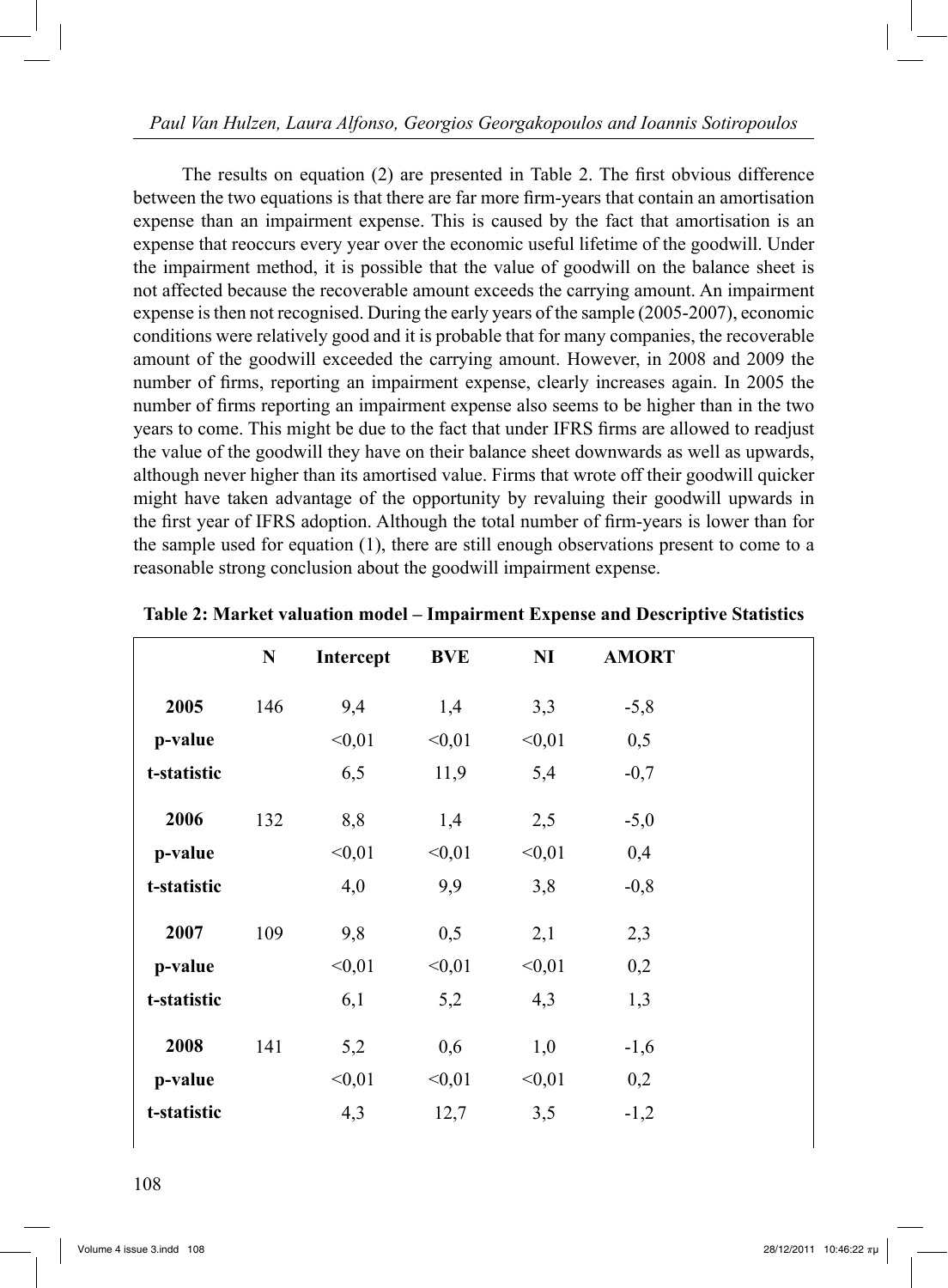The results on equation (2) are presented in Table 2. The first obvious difference between the two equations is that there are far more firm-years that contain an amortisation expense than an impairment expense. This is caused by the fact that amortisation is an expense that reoccurs every year over the economic useful lifetime of the goodwill. Under the impairment method, it is possible that the value of goodwill on the balance sheet is not affected because the recoverable amount exceeds the carrying amount. An impairment expense is then not recognised. During the early years of the sample (2005-2007), economic conditions were relatively good and it is probable that for many companies, the recoverable amount of the goodwill exceeded the carrying amount. However, in 2008 and 2009 the number of firms, reporting an impairment expense, clearly increases again. In 2005 the number of firms reporting an impairment expense also seems to be higher than in the two years to come. This might be due to the fact that under IFRS firms are allowed to readjust the value of the goodwill they have on their balance sheet downwards as well as upwards, although never higher than its amortised value. Firms that wrote off their goodwill quicker might have taken advantage of the opportunity by revaluing their goodwill upwards in the first year of IFRS adoption. Although the total number of firm-years is lower than for the sample used for equation (1), there are still enough observations present to come to a reasonable strong conclusion about the goodwill impairment expense.

**Table 2: Market valuation model – Impairment Expense and Descriptive Statistics**

| | N | Intercept | BVE | NI | AMORT |
|---|---|---|---|---|---|
| **2005** | 146 | 9,4 | 1,4 | 3,3 | -5,8 |
| **p-value** | | <0,01 | <0,01 | <0,01 | 0,5 |
| **t-statistic** | | 6,5 | 11,9 | 5,4 | -0,7 |
| **2006** | 132 | 8,8 | 1,4 | 2,5 | -5,0 |
| **p-value** | | <0,01 | <0,01 | <0,01 | 0,4 |
| **t-statistic** | | 4,0 | 9,9 | 3,8 | -0,8 |
| **2007** | 109 | 9,8 | 0,5 | 2,1 | 2,3 |
| **p-value** | | <0,01 | <0,01 | <0,01 | 0,2 |
| **t-statistic** | | 6,1 | 5,2 | 4,3 | 1,3 |
| **2008** | 141 | 5,2 | 0,6 | 1,0 | -1,6 |
| **p-value** | | <0,01 | <0,01 | <0,01 | 0,2 |
| **t-statistic** | | 4,3 | 12,7 | 3,5 | -1,2 |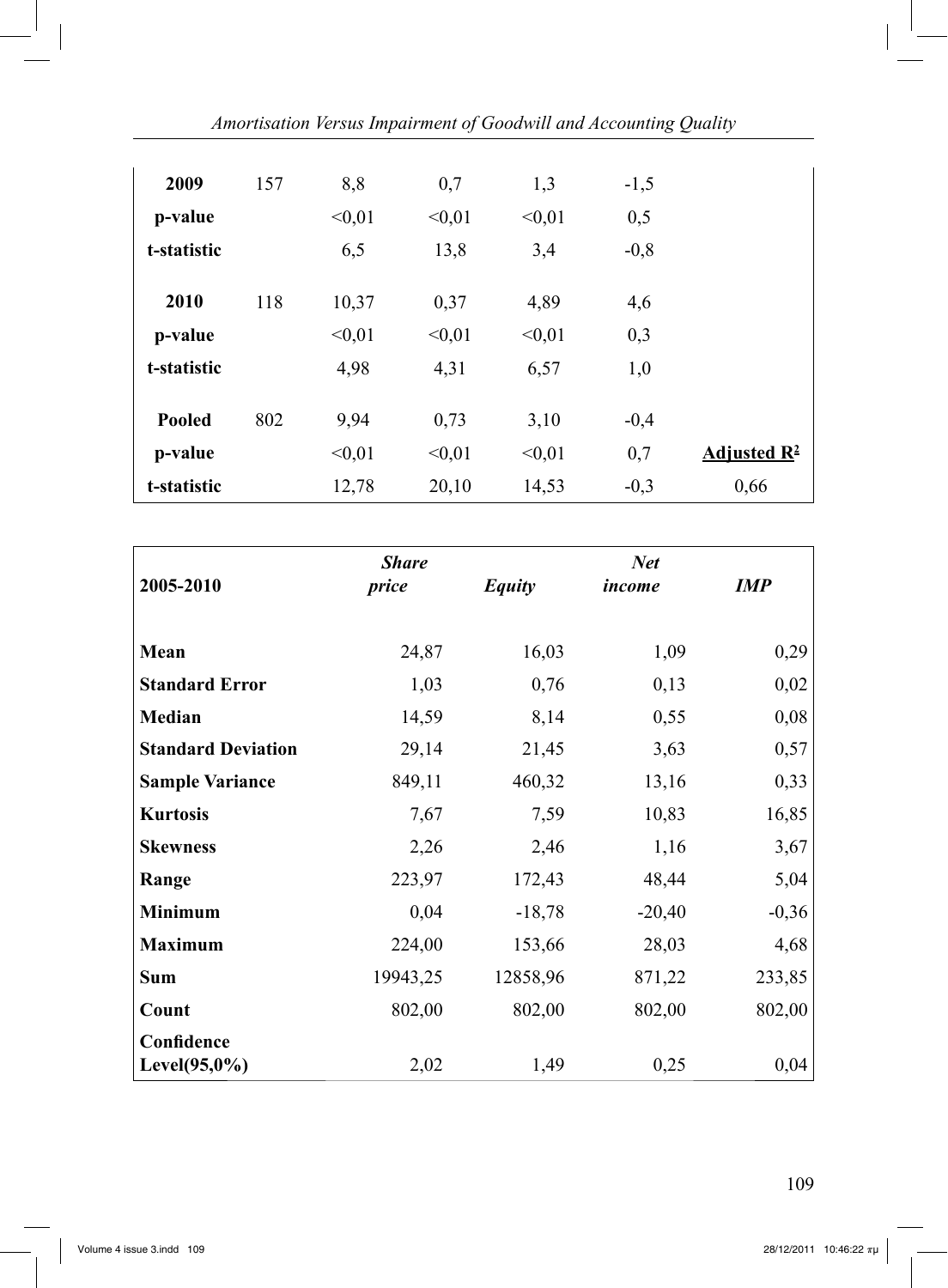| | | | | | | |
|---|---|---|---|---|---|---|
| **2009** | 157 | 8,8 | 0,7 | 1,3 | -1,5 | |
| **p-value** | | <0,01 | <0,01 | <0,01 | 0,5 | |
| **t-statistic** | | 6,5 | 13,8 | 3,4 | -0,8 | |
| **2010** | 118 | 10,37 | 0,37 | 4,89 | 4,6 | |
| **p-value** | | <0,01 | <0,01 | <0,01 | 0,3 | |
| **t-statistic** | | 4,98 | 4,31 | 6,57 | 1,0 | |
| **Pooled** | 802 | 9,94 | 0,73 | 3,10 | -0,4 | |
| **p-value** | | <0,01 | <0,01 | <0,01 | 0,7 | **Adjusted $R^2$** |
| **t-statistic** | | 12,78 | 20,10 | 14,53 | -0,3 | 0,66 |

| 2005-2010 | *Share price* | *Equity* | *Net income* | *IMP* |
|---|---|---|---|---|
| **Mean** | 24,87 | 16,03 | 1,09 | 0,29 |
| **Standard Error** | 1,03 | 0,76 | 0,13 | 0,02 |
| **Median** | 14,59 | 8,14 | 0,55 | 0,08 |
| **Standard Deviation** | 29,14 | 21,45 | 3,63 | 0,57 |
| **Sample Variance** | 849,11 | 460,32 | 13,16 | 0,33 |
| **Kurtosis** | 7,67 | 7,59 | 10,83 | 16,85 |
| **Skewness** | 2,26 | 2,46 | 1,16 | 3,67 |
| **Range** | 223,97 | 172,43 | 48,44 | 5,04 |
| **Minimum** | 0,04 | -18,78 | -20,40 | -0,36 |
| **Maximum** | 224,00 | 153,66 | 28,03 | 4,68 |
| **Sum** | 19943,25 | 12858,96 | 871,22 | 233,85 |
| **Count** | 802,00 | 802,00 | 802,00 | 802,00 |
| **Confidence Level(95,0%)** | 2,02 | 1,49 | 0,25 | 0,04 |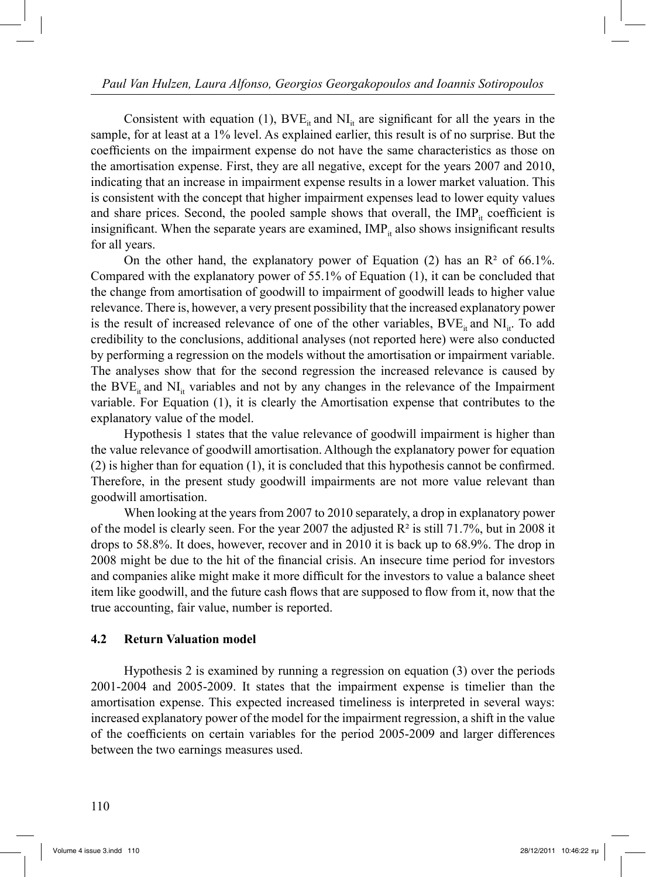Consistent with equation (1), $BVE_{it}$ and $NI_{it}$ are significant for all the years in the sample, for at least at a 1% level. As explained earlier, this result is of no surprise. But the coefficients on the impairment expense do not have the same characteristics as those on the amortisation expense. First, they are all negative, except for the years 2007 and 2010, indicating that an increase in impairment expense results in a lower market valuation. This is consistent with the concept that higher impairment expenses lead to lower equity values and share prices. Second, the pooled sample shows that overall, the $IMP_{it}$ coefficient is insignificant. When the separate years are examined, $IMP_{it}$ also shows insignificant results for all years.

On the other hand, the explanatory power of Equation (2) has an $R^2$ of 66.1%. Compared with the explanatory power of 55.1% of Equation (1), it can be concluded that the change from amortisation of goodwill to impairment of goodwill leads to higher value relevance. There is, however, a very present possibility that the increased explanatory power is the result of increased relevance of one of the other variables, $BVE_{it}$ and $NI_{it}$. To add credibility to the conclusions, additional analyses (not reported here) were also conducted by performing a regression on the models without the amortisation or impairment variable. The analyses show that for the second regression the increased relevance is caused by the $BVE_{it}$ and $NI_{it}$ variables and not by any changes in the relevance of the Impairment variable. For Equation (1), it is clearly the Amortisation expense that contributes to the explanatory value of the model.

Hypothesis 1 states that the value relevance of goodwill impairment is higher than the value relevance of goodwill amortisation. Although the explanatory power for equation (2) is higher than for equation (1), it is concluded that this hypothesis cannot be confirmed. Therefore, in the present study goodwill impairments are not more value relevant than goodwill amortisation.

When looking at the years from 2007 to 2010 separately, a drop in explanatory power of the model is clearly seen. For the year 2007 the adjusted $R^2$ is still 71.7%, but in 2008 it drops to 58.8%. It does, however, recover and in 2010 it is back up to 68.9%. The drop in 2008 might be due to the hit of the financial crisis. An insecure time period for investors and companies alike might make it more difficult for the investors to value a balance sheet item like goodwill, and the future cash flows that are supposed to flow from it, now that the true accounting, fair value, number is reported.

### 4.2 Return Valuation model

Hypothesis 2 is examined by running a regression on equation (3) over the periods 2001-2004 and 2005-2009. It states that the impairment expense is timelier than the amortisation expense. This expected increased timeliness is interpreted in several ways: increased explanatory power of the model for the impairment regression, a shift in the value of the coefficients on certain variables for the period 2005-2009 and larger differences between the two earnings measures used.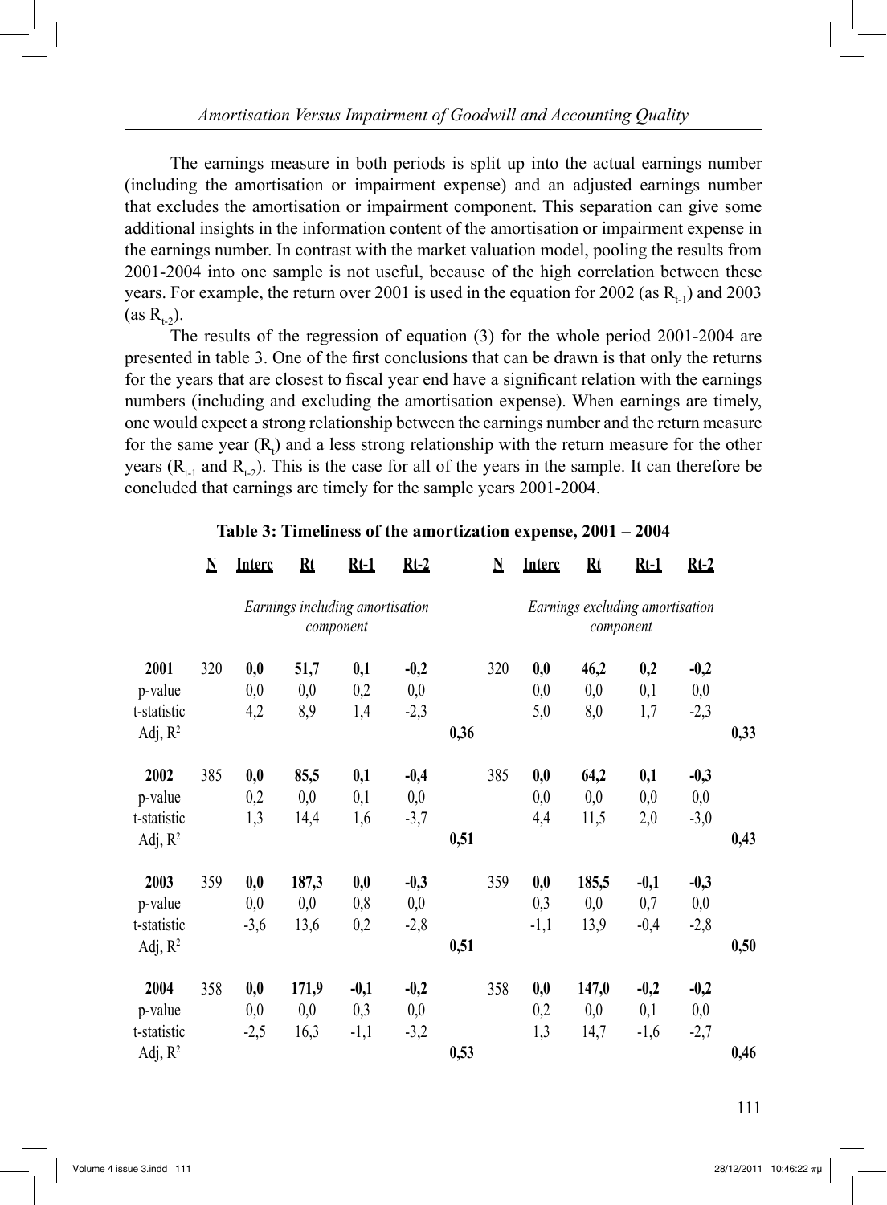The earnings measure in both periods is split up into the actual earnings number (including the amortisation or impairment expense) and an adjusted earnings number that excludes the amortisation or impairment component. This separation can give some additional insights in the information content of the amortisation or impairment expense in the earnings number. In contrast with the market valuation model, pooling the results from 2001-2004 into one sample is not useful, because of the high correlation between these years. For example, the return over 2001 is used in the equation for 2002 (as $R_{t-1}$) and 2003 (as $R_{t-2}$).

The results of the regression of equation (3) for the whole period 2001-2004 are presented in table 3. One of the first conclusions that can be drawn is that only the returns for the years that are closest to fiscal year end have a significant relation with the earnings numbers (including and excluding the amortisation expense). When earnings are timely, one would expect a strong relationship between the earnings number and the return measure for the same year ($R_t$) and a less strong relationship with the return measure for the other years ($R_{t-1}$ and $R_{t-2}$). This is the case for all of the years in the sample. It can therefore be concluded that earnings are timely for the sample years 2001-2004.

**Table 3: Timeliness of the amortization expense, 2001 – 2004**

| | N | Interc | Rt | Rt-1 | Rt-2 | | N | Interc | Rt | Rt-1 | Rt-2 | |
|---|---|---|---|---|---|---|---|---|---|---|---|---|
| | | *Earnings including amortisation component* | | | | | | *Earnings excluding amortisation component* | | | | |
| **2001** | 320 | **0,0** | **51,7** | **0,1** | **-0,2** | | 320 | **0,0** | **46,2** | **0,2** | **-0,2** | |
| p-value | | 0,0 | 0,0 | 0,2 | 0,0 | | | 0,0 | 0,0 | 0,1 | 0,0 | |
| t-statistic | | 4,2 | 8,9 | 1,4 | -2,3 | | | 5,0 | 8,0 | 1,7 | -2,3 | |
| Adj, $R^2$ | | | | | | **0,36** | | | | | | **0,33** |
| **2002** | 385 | **0,0** | **85,5** | **0,1** | **-0,4** | | 385 | **0,0** | **64,2** | **0,1** | **-0,3** | |
| p-value | | 0,2 | 0,0 | 0,1 | 0,0 | | | 0,0 | 0,0 | 0,0 | 0,0 | |
| t-statistic | | 1,3 | 14,4 | 1,6 | -3,7 | | | 4,4 | 11,5 | 2,0 | -3,0 | |
| Adj, $R^2$ | | | | | | **0,51** | | | | | | **0,43** |
| **2003** | 359 | **0,0** | **187,3** | **0,0** | **-0,3** | | 359 | **0,0** | **185,5** | **-0,1** | **-0,3** | |
| p-value | | 0,0 | 0,0 | 0,8 | 0,0 | | | 0,3 | 0,0 | 0,7 | 0,0 | |
| t-statistic | | -3,6 | 13,6 | 0,2 | -2,8 | | | -1,1 | 13,9 | -0,4 | -2,8 | |
| Adj, $R^2$ | | | | | | **0,51** | | | | | | **0,50** |
| **2004** | 358 | **0,0** | **171,9** | **-0,1** | **-0,2** | | 358 | **0,0** | **147,0** | **-0,2** | **-0,2** | |
| p-value | | 0,0 | 0,0 | 0,3 | 0,0 | | | 0,2 | 0,0 | 0,1 | 0,0 | |
| t-statistic | | -2,5 | 16,3 | -1,1 | -3,2 | | | 1,3 | 14,7 | -1,6 | -2,7 | |
| Adj, $R^2$ | | | | | | **0,53** | | | | | | **0,46** |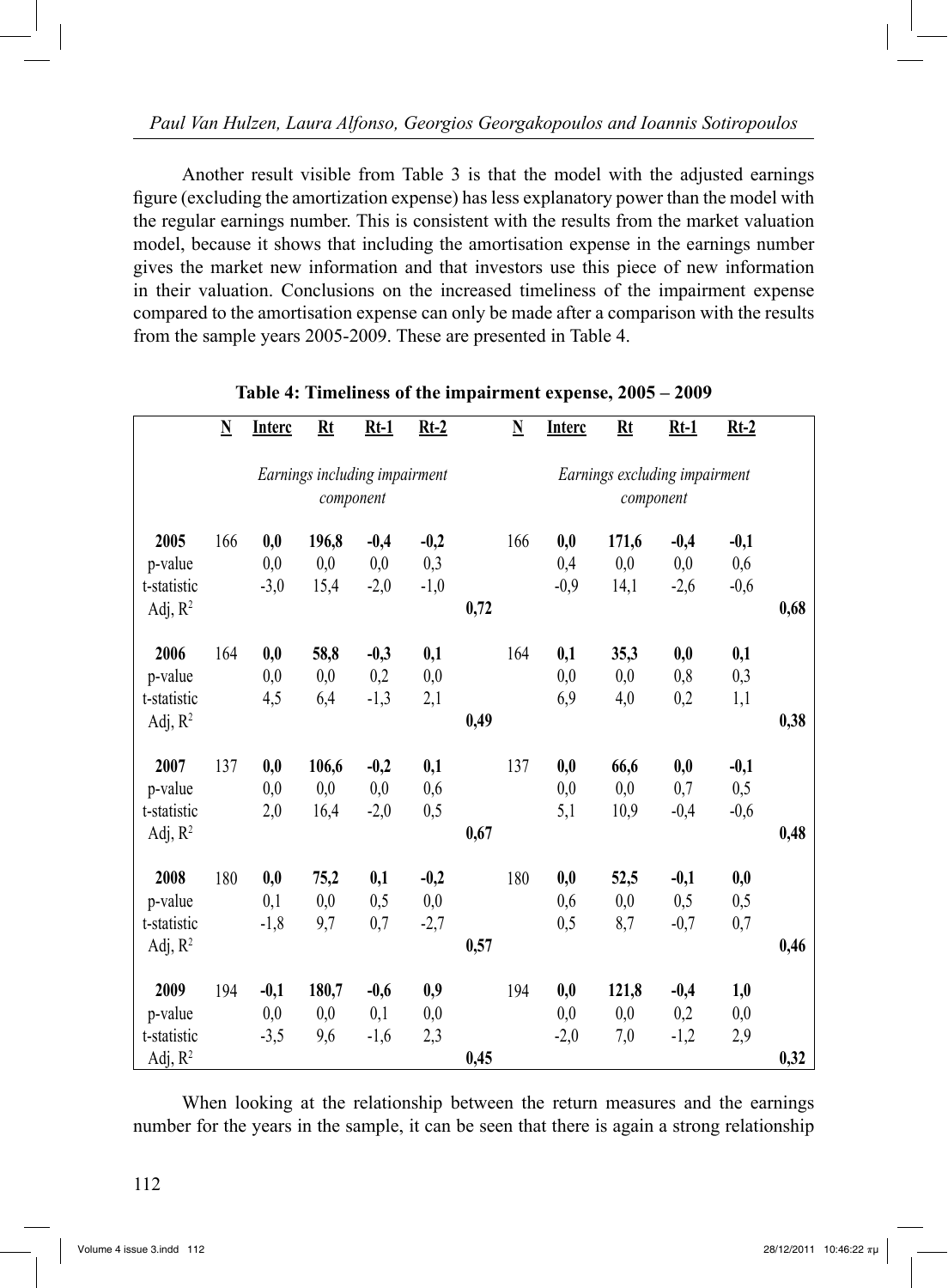Another result visible from Table 3 is that the model with the adjusted earnings figure (excluding the amortization expense) has less explanatory power than the model with the regular earnings number. This is consistent with the results from the market valuation model, because it shows that including the amortisation expense in the earnings number gives the market new information and that investors use this piece of new information in their valuation. Conclusions on the increased timeliness of the impairment expense compared to the amortisation expense can only be made after a comparison with the results from the sample years 2005-2009. These are presented in Table 4.

**Table 4: Timeliness of the impairment expense, 2005 – 2009**

| | N | Interc | Rt | Rt-1 | Rt-2 | | N | Interc | Rt | Rt-1 | Rt-2 | |
|---|---|---|---|---|---|---|---|---|---|---|---|---|
| | | *Earnings including impairment component* | | | | | | *Earnings excluding impairment component* | | | | |
| **2005** | 166 | **0,0** | **196,8** | **-0,4** | **-0,2** | | 166 | **0,0** | **171,6** | **-0,4** | **-0,1** | |
| p-value | | 0,0 | 0,0 | 0,0 | 0,3 | | | 0,4 | 0,0 | 0,0 | 0,6 | |
| t-statistic | | -3,0 | 15,4 | -2,0 | -1,0 | | | -0,9 | 14,1 | -2,6 | -0,6 | |
| Adj, $R^2$ | | | | | | **0,72** | | | | | | **0,68** |
| **2006** | 164 | **0,0** | **58,8** | **-0,3** | **0,1** | | 164 | **0,1** | **35,3** | **0,0** | **0,1** | |
| p-value | | 0,0 | 0,0 | 0,2 | 0,0 | | | 0,0 | 0,0 | 0,8 | 0,3 | |
| t-statistic | | 4,5 | 6,4 | -1,3 | 2,1 | | | 6,9 | 4,0 | 0,2 | 1,1 | |
| Adj, $R^2$ | | | | | | **0,49** | | | | | | **0,38** |
| **2007** | 137 | **0,0** | **106,6** | **-0,2** | **0,1** | | 137 | **0,0** | **66,6** | **0,0** | **-0,1** | |
| p-value | | 0,0 | 0,0 | 0,0 | 0,6 | | | 0,0 | 0,0 | 0,7 | 0,5 | |
| t-statistic | | 2,0 | 16,4 | -2,0 | 0,5 | | | 5,1 | 10,9 | -0,4 | -0,6 | |
| Adj, $R^2$ | | | | | | **0,67** | | | | | | **0,48** |
| **2008** | 180 | **0,0** | **75,2** | **0,1** | **-0,2** | | 180 | **0,0** | **52,5** | **-0,1** | **0,0** | |
| p-value | | 0,1 | 0,0 | 0,5 | 0,0 | | | 0,6 | 0,0 | 0,5 | 0,5 | |
| t-statistic | | -1,8 | 9,7 | 0,7 | -2,7 | | | 0,5 | 8,7 | -0,7 | 0,7 | |
| Adj, $R^2$ | | | | | | **0,57** | | | | | | **0,46** |
| **2009** | 194 | **-0,1** | **180,7** | **-0,6** | **0,9** | | 194 | **0,0** | **121,8** | **-0,4** | **1,0** | |
| p-value | | 0,0 | 0,0 | 0,1 | 0,0 | | | 0,0 | 0,0 | 0,2 | 0,0 | |
| t-statistic | | -3,5 | 9,6 | -1,6 | 2,3 | | | -2,0 | 7,0 | -1,2 | 2,9 | |
| Adj, $R^2$ | | | | | | **0,45** | | | | | | **0,32** |

When looking at the relationship between the return measures and the earnings number for the years in the sample, it can be seen that there is again a strong relationship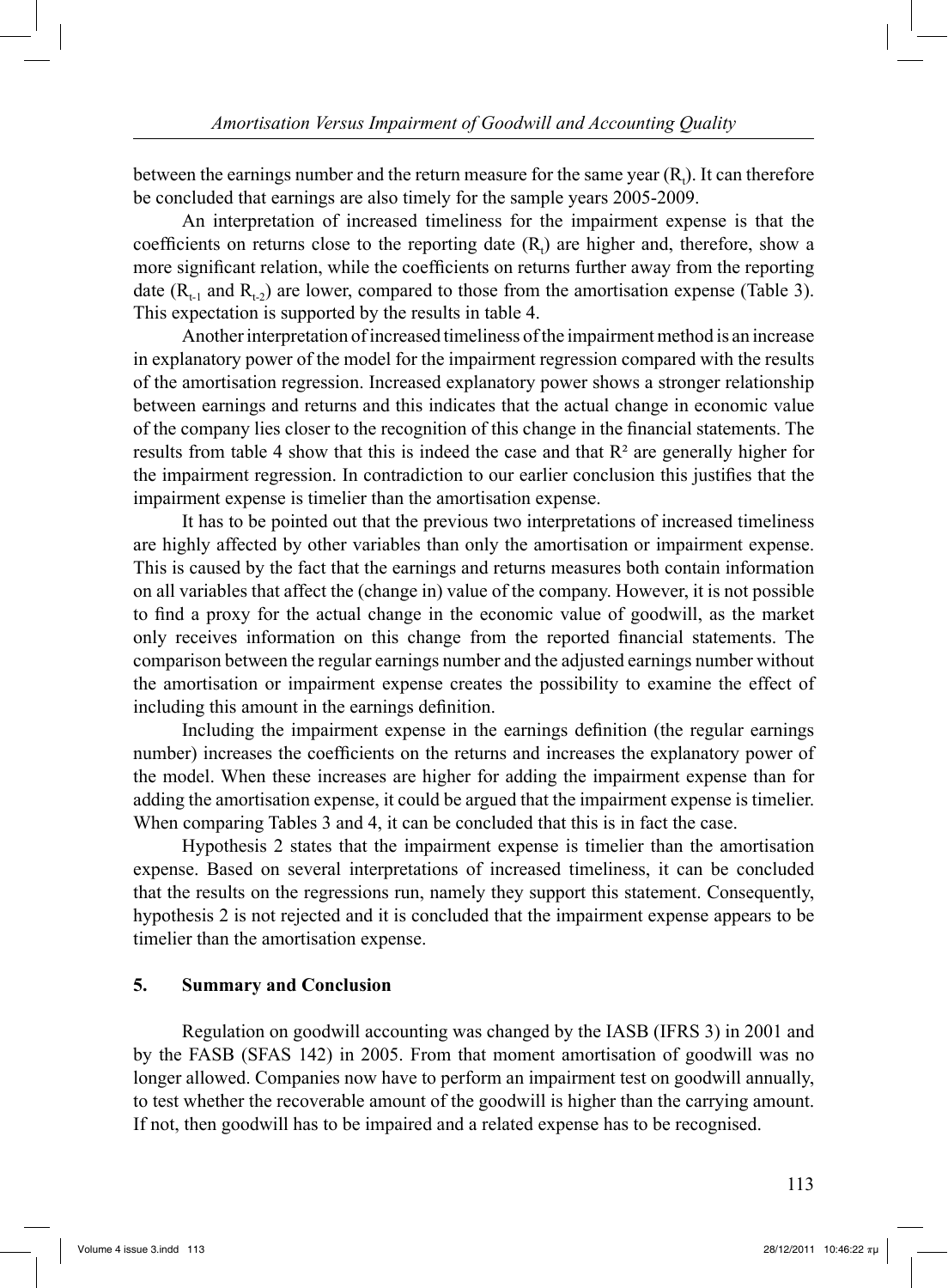between the earnings number and the return measure for the same year ($R_t$). It can therefore be concluded that earnings are also timely for the sample years 2005-2009.

An interpretation of increased timeliness for the impairment expense is that the coefficients on returns close to the reporting date ($R_t$) are higher and, therefore, show a more significant relation, while the coefficients on returns further away from the reporting date ($R_{t-1}$ and $R_{t-2}$) are lower, compared to those from the amortisation expense (Table 3). This expectation is supported by the results in table 4.

Another interpretation of increased timeliness of the impairment method is an increase in explanatory power of the model for the impairment regression compared with the results of the amortisation regression. Increased explanatory power shows a stronger relationship between earnings and returns and this indicates that the actual change in economic value of the company lies closer to the recognition of this change in the financial statements. The results from table 4 show that this is indeed the case and that $R^2$ are generally higher for the impairment regression. In contradiction to our earlier conclusion this justifies that the impairment expense is timelier than the amortisation expense.

It has to be pointed out that the previous two interpretations of increased timeliness are highly affected by other variables than only the amortisation or impairment expense. This is caused by the fact that the earnings and returns measures both contain information on all variables that affect the (change in) value of the company. However, it is not possible to find a proxy for the actual change in the economic value of goodwill, as the market only receives information on this change from the reported financial statements. The comparison between the regular earnings number and the adjusted earnings number without the amortisation or impairment expense creates the possibility to examine the effect of including this amount in the earnings definition.

Including the impairment expense in the earnings definition (the regular earnings number) increases the coefficients on the returns and increases the explanatory power of the model. When these increases are higher for adding the impairment expense than for adding the amortisation expense, it could be argued that the impairment expense is timelier. When comparing Tables 3 and 4, it can be concluded that this is in fact the case.

Hypothesis 2 states that the impairment expense is timelier than the amortisation expense. Based on several interpretations of increased timeliness, it can be concluded that the results on the regressions run, namely they support this statement. Consequently, hypothesis 2 is not rejected and it is concluded that the impairment expense appears to be timelier than the amortisation expense.

## 5. Summary and Conclusion

Regulation on goodwill accounting was changed by the IASB (IFRS 3) in 2001 and by the FASB (SFAS 142) in 2005. From that moment amortisation of goodwill was no longer allowed. Companies now have to perform an impairment test on goodwill annually, to test whether the recoverable amount of the goodwill is higher than the carrying amount. If not, then goodwill has to be impaired and a related expense has to be recognised.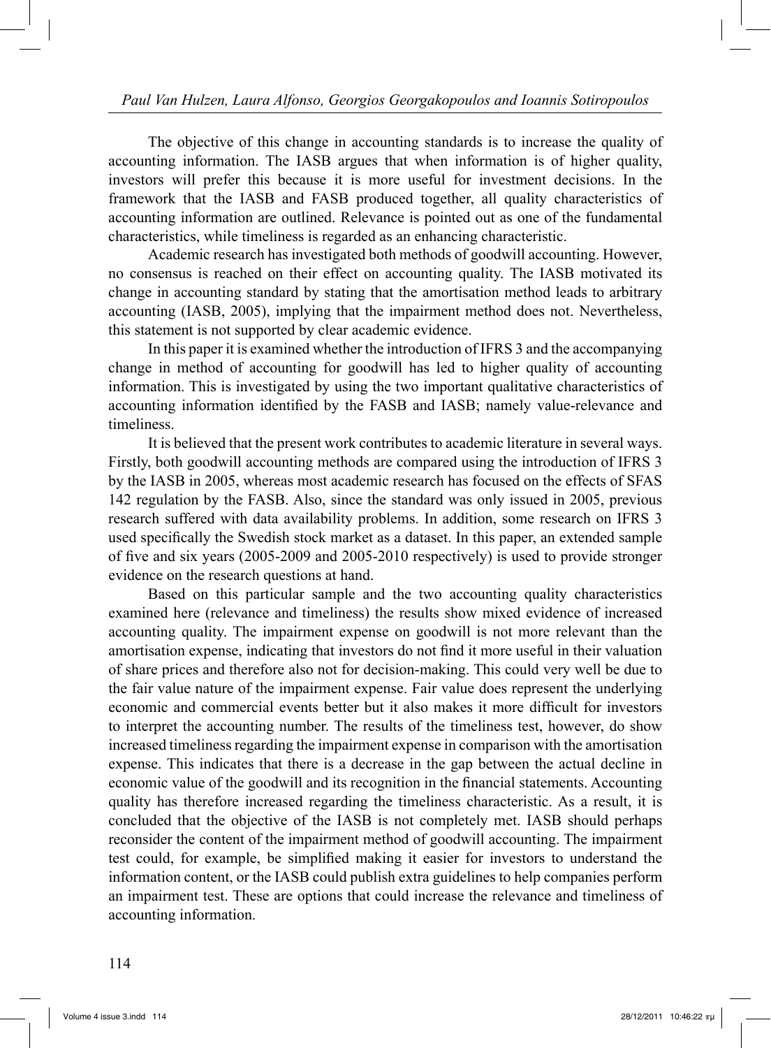The objective of this change in accounting standards is to increase the quality of accounting information. The IASB argues that when information is of higher quality, investors will prefer this because it is more useful for investment decisions. In the framework that the IASB and FASB produced together, all quality characteristics of accounting information are outlined. Relevance is pointed out as one of the fundamental characteristics, while timeliness is regarded as an enhancing characteristic.

Academic research has investigated both methods of goodwill accounting. However, no consensus is reached on their effect on accounting quality. The IASB motivated its change in accounting standard by stating that the amortisation method leads to arbitrary accounting (IASB, 2005), implying that the impairment method does not. Nevertheless, this statement is not supported by clear academic evidence.

In this paper it is examined whether the introduction of IFRS 3 and the accompanying change in method of accounting for goodwill has led to higher quality of accounting information. This is investigated by using the two important qualitative characteristics of accounting information identified by the FASB and IASB; namely value-relevance and timeliness.

It is believed that the present work contributes to academic literature in several ways. Firstly, both goodwill accounting methods are compared using the introduction of IFRS 3 by the IASB in 2005, whereas most academic research has focused on the effects of SFAS 142 regulation by the FASB. Also, since the standard was only issued in 2005, previous research suffered with data availability problems. In addition, some research on IFRS 3 used specifically the Swedish stock market as a dataset. In this paper, an extended sample of five and six years (2005-2009 and 2005-2010 respectively) is used to provide stronger evidence on the research questions at hand.

Based on this particular sample and the two accounting quality characteristics examined here (relevance and timeliness) the results show mixed evidence of increased accounting quality. The impairment expense on goodwill is not more relevant than the amortisation expense, indicating that investors do not find it more useful in their valuation of share prices and therefore also not for decision-making. This could very well be due to the fair value nature of the impairment expense. Fair value does represent the underlying economic and commercial events better but it also makes it more difficult for investors to interpret the accounting number. The results of the timeliness test, however, do show increased timeliness regarding the impairment expense in comparison with the amortisation expense. This indicates that there is a decrease in the gap between the actual decline in economic value of the goodwill and its recognition in the financial statements. Accounting quality has therefore increased regarding the timeliness characteristic. As a result, it is concluded that the objective of the IASB is not completely met. IASB should perhaps reconsider the content of the impairment method of goodwill accounting. The impairment test could, for example, be simplified making it easier for investors to understand the information content, or the IASB could publish extra guidelines to help companies perform an impairment test. These are options that could increase the relevance and timeliness of accounting information.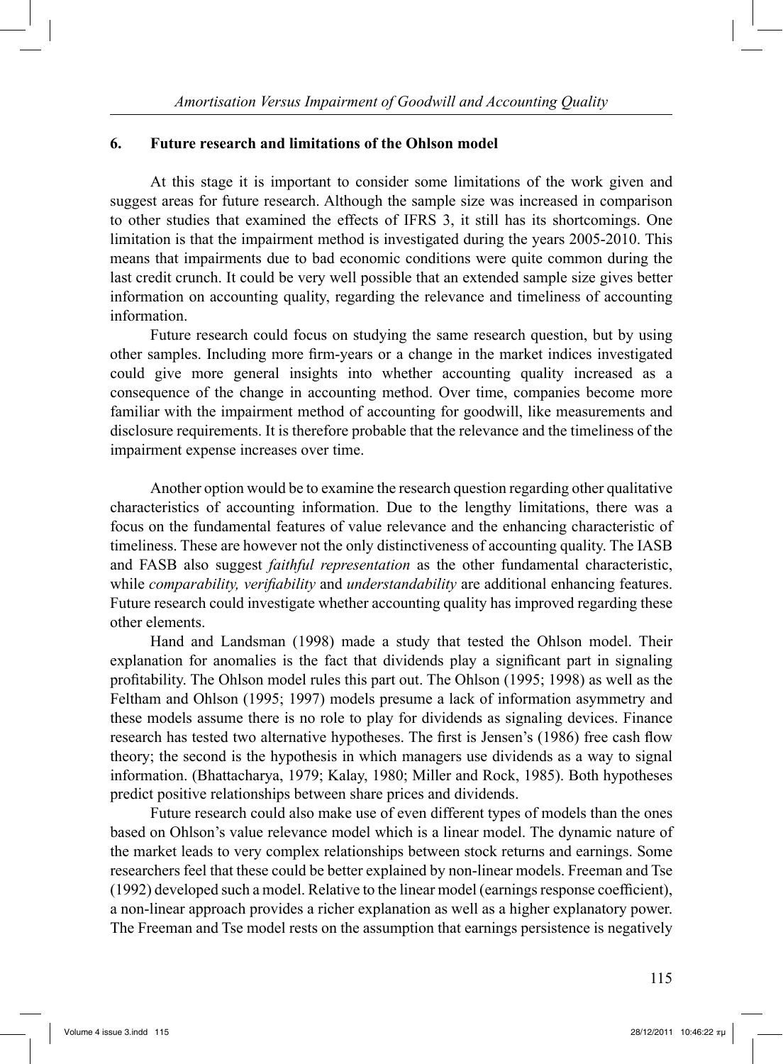## 6. Future research and limitations of the Ohlson model

At this stage it is important to consider some limitations of the work given and suggest areas for future research. Although the sample size was increased in comparison to other studies that examined the effects of IFRS 3, it still has its shortcomings. One limitation is that the impairment method is investigated during the years 2005-2010. This means that impairments due to bad economic conditions were quite common during the last credit crunch. It could be very well possible that an extended sample size gives better information on accounting quality, regarding the relevance and timeliness of accounting information.

Future research could focus on studying the same research question, but by using other samples. Including more firm-years or a change in the market indices investigated could give more general insights into whether accounting quality increased as a consequence of the change in accounting method. Over time, companies become more familiar with the impairment method of accounting for goodwill, like measurements and disclosure requirements. It is therefore probable that the relevance and the timeliness of the impairment expense increases over time.

Another option would be to examine the research question regarding other qualitative characteristics of accounting information. Due to the lengthy limitations, there was a focus on the fundamental features of value relevance and the enhancing characteristic of timeliness. These are however not the only distinctiveness of accounting quality. The IASB and FASB also suggest *faithful representation* as the other fundamental characteristic, while *comparability, verifiability* and *understandability* are additional enhancing features. Future research could investigate whether accounting quality has improved regarding these other elements.

Hand and Landsman (1998) made a study that tested the Ohlson model. Their explanation for anomalies is the fact that dividends play a significant part in signaling profitability. The Ohlson model rules this part out. The Ohlson (1995; 1998) as well as the Feltham and Ohlson (1995; 1997) models presume a lack of information asymmetry and these models assume there is no role to play for dividends as signaling devices. Finance research has tested two alternative hypotheses. The first is Jensen's (1986) free cash flow theory; the second is the hypothesis in which managers use dividends as a way to signal information. (Bhattacharya, 1979; Kalay, 1980; Miller and Rock, 1985). Both hypotheses predict positive relationships between share prices and dividends.

Future research could also make use of even different types of models than the ones based on Ohlson's value relevance model which is a linear model. The dynamic nature of the market leads to very complex relationships between stock returns and earnings. Some researchers feel that these could be better explained by non-linear models. Freeman and Tse (1992) developed such a model. Relative to the linear model (earnings response coefficient), a non-linear approach provides a richer explanation as well as a higher explanatory power. The Freeman and Tse model rests on the assumption that earnings persistence is negatively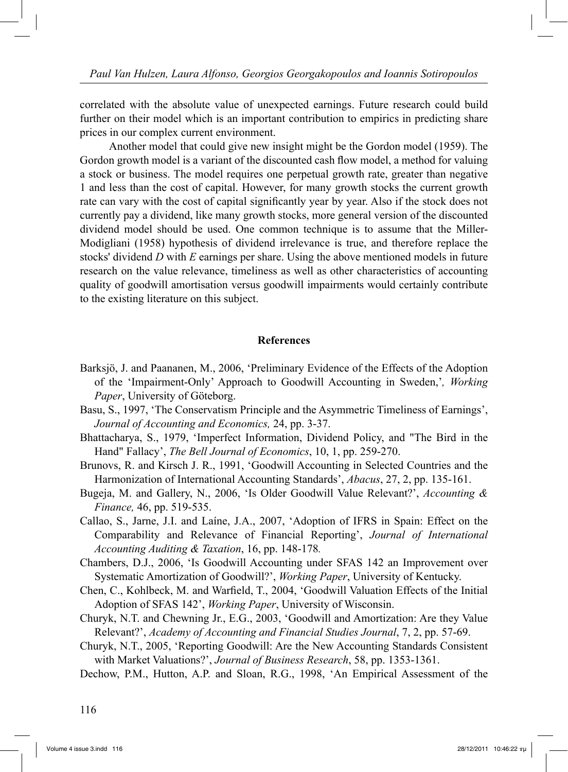correlated with the absolute value of unexpected earnings. Future research could build further on their model which is an important contribution to empirics in predicting share prices in our complex current environment.

Another model that could give new insight might be the Gordon model (1959). The Gordon growth model is a variant of the discounted cash flow model, a method for valuing a stock or business. The model requires one perpetual growth rate, greater than negative 1 and less than the cost of capital. However, for many growth stocks the current growth rate can vary with the cost of capital significantly year by year. Also if the stock does not currently pay a dividend, like many growth stocks, more general version of the discounted dividend model should be used. One common technique is to assume that the Miller-Modigliani (1958) hypothesis of dividend irrelevance is true, and therefore replace the stocks' dividend *D* with *E* earnings per share. Using the above mentioned models in future research on the value relevance, timeliness as well as other characteristics of accounting quality of goodwill amortisation versus goodwill impairments would certainly contribute to the existing literature on this subject.

## References

Barksjö, J. and Paananen, M., 2006, 'Preliminary Evidence of the Effects of the Adoption of the 'Impairment-Only' Approach to Goodwill Accounting in Sweden,', *Working Paper*, University of Göteborg.

Basu, S., 1997, 'The Conservatism Principle and the Asymmetric Timeliness of Earnings', *Journal of Accounting and Economics,* 24, pp. 3-37.

Bhattacharya, S., 1979, 'Imperfect Information, Dividend Policy, and "The Bird in the Hand" Fallacy', *The Bell Journal of Economics*, 10, 1, pp. 259-270.

Brunovs, R. and Kirsch J. R., 1991, 'Goodwill Accounting in Selected Countries and the Harmonization of International Accounting Standards', *Abacus*, 27, 2, pp. 135-161.

Bugeja, M. and Gallery, N., 2006, 'Is Older Goodwill Value Relevant?', *Accounting & Finance,* 46, pp. 519-535.

Callao, S., Jarne, J.I. and Laíne, J.A., 2007, 'Adoption of IFRS in Spain: Effect on the Comparability and Relevance of Financial Reporting', *Journal of International Accounting Auditing & Taxation*, 16, pp. 148-178.

Chambers, D.J., 2006, 'Is Goodwill Accounting under SFAS 142 an Improvement over Systematic Amortization of Goodwill?', *Working Paper*, University of Kentucky.

Chen, C., Kohlbeck, M. and Warfield, T., 2004, 'Goodwill Valuation Effects of the Initial Adoption of SFAS 142', *Working Paper*, University of Wisconsin.

Churyk, N.T. and Chewning Jr., E.G., 2003, 'Goodwill and Amortization: Are they Value Relevant?', *Academy of Accounting and Financial Studies Journal*, 7, 2, pp. 57-69.

Churyk, N.T., 2005, 'Reporting Goodwill: Are the New Accounting Standards Consistent with Market Valuations?', *Journal of Business Research*, 58, pp. 1353-1361.

Dechow, P.M., Hutton, A.P. and Sloan, R.G., 1998, 'An Empirical Assessment of the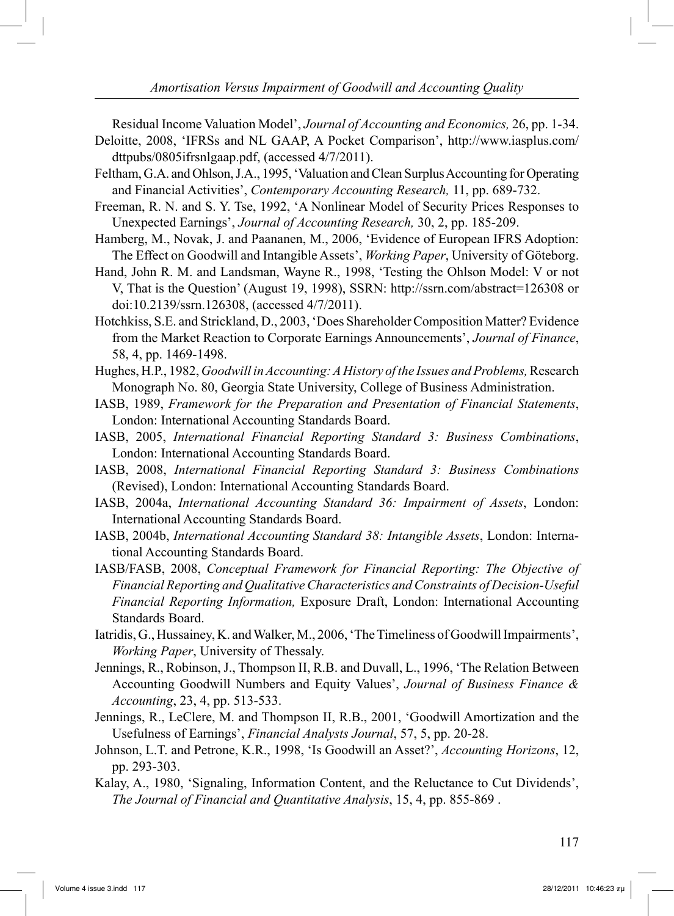Residual Income Valuation Model', *Journal of Accounting and Economics,* 26, pp. 1-34.

Deloitte, 2008, 'IFRSs and NL GAAP, A Pocket Comparison', http://www.iasplus.com/dttpubs/0805ifrsnlgaap.pdf, (accessed 4/7/2011).

Feltham, G.A. and Ohlson, J.A., 1995, 'Valuation and Clean Surplus Accounting for Operating and Financial Activities', *Contemporary Accounting Research,* 11, pp. 689-732.

Freeman, R. N. and S. Y. Tse, 1992, 'A Nonlinear Model of Security Prices Responses to Unexpected Earnings', *Journal of Accounting Research,* 30, 2, pp. 185-209.

Hamberg, M., Novak, J. and Paananen, M., 2006, 'Evidence of European IFRS Adoption: The Effect on Goodwill and Intangible Assets', *Working Paper*, University of Göteborg.

Hand, John R. M. and Landsman, Wayne R., 1998, 'Testing the Ohlson Model: V or not V, That is the Question' (August 19, 1998), SSRN: http://ssrn.com/abstract=126308 or doi:10.2139/ssrn.126308, (accessed 4/7/2011).

Hotchkiss, S.E. and Strickland, D., 2003, 'Does Shareholder Composition Matter? Evidence from the Market Reaction to Corporate Earnings Announcements', *Journal of Finance*, 58, 4, pp. 1469-1498.

Hughes, H.P., 1982, *Goodwill in Accounting: A History of the Issues and Problems,* Research Monograph No. 80, Georgia State University, College of Business Administration.

IASB, 1989, *Framework for the Preparation and Presentation of Financial Statements*, London: International Accounting Standards Board.

IASB, 2005, *International Financial Reporting Standard 3: Business Combinations*, London: International Accounting Standards Board.

IASB, 2008, *International Financial Reporting Standard 3: Business Combinations* (Revised), London: International Accounting Standards Board.

IASB, 2004a, *International Accounting Standard 36: Impairment of Assets*, London: International Accounting Standards Board.

IASB, 2004b, *International Accounting Standard 38: Intangible Assets*, London: International Accounting Standards Board.

IASB/FASB, 2008, *Conceptual Framework for Financial Reporting: The Objective of Financial Reporting and Qualitative Characteristics and Constraints of Decision-Useful Financial Reporting Information,* Exposure Draft, London: International Accounting Standards Board.

Iatridis, G., Hussainey, K. and Walker, M., 2006, 'The Timeliness of Goodwill Impairments', *Working Paper*, University of Thessaly.

Jennings, R., Robinson, J., Thompson II, R.B. and Duvall, L., 1996, 'The Relation Between Accounting Goodwill Numbers and Equity Values', *Journal of Business Finance & Accounting*, 23, 4, pp. 513-533.

Jennings, R., LeClere, M. and Thompson II, R.B., 2001, 'Goodwill Amortization and the Usefulness of Earnings', *Financial Analysts Journal*, 57, 5, pp. 20-28.

Johnson, L.T. and Petrone, K.R., 1998, 'Is Goodwill an Asset?', *Accounting Horizons*, 12, pp. 293-303.

Kalay, A., 1980, 'Signaling, Information Content, and the Reluctance to Cut Dividends', *The Journal of Financial and Quantitative Analysis*, 15, 4, pp. 855-869 .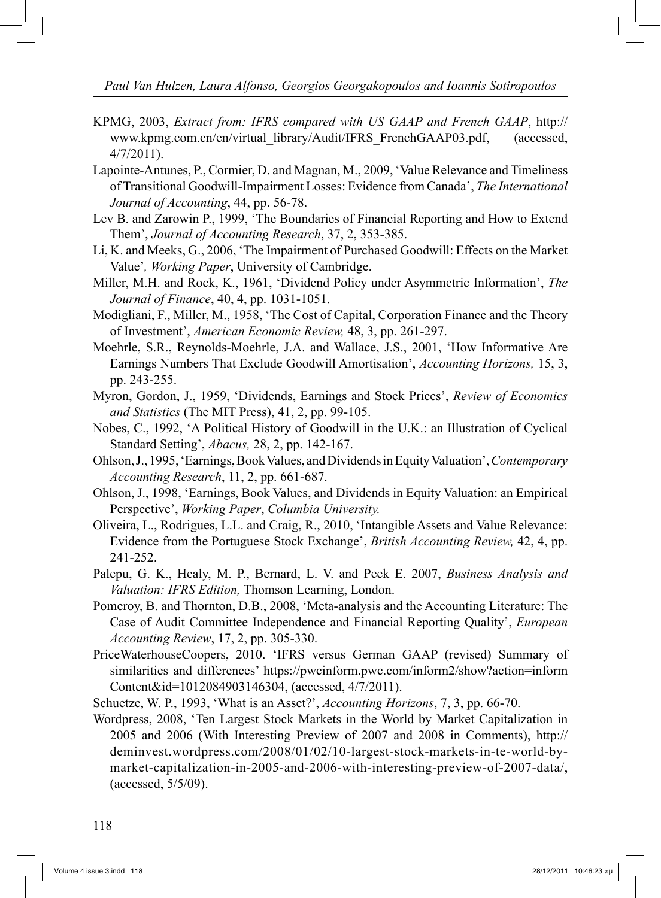KPMG, 2003, *Extract from: IFRS compared with US GAAP and French GAAP*, http://www.kpmg.com.cn/en/virtual_library/Audit/IFRS_FrenchGAAP03.pdf, (accessed, 4/7/2011).

Lapointe-Antunes, P., Cormier, D. and Magnan, M., 2009, 'Value Relevance and Timeliness of Transitional Goodwill-Impairment Losses: Evidence from Canada', *The International Journal of Accounting*, 44, pp. 56-78.

Lev B. and Zarowin P., 1999, 'The Boundaries of Financial Reporting and How to Extend Them', *Journal of Accounting Research*, 37, 2, 353-385.

Li, K. and Meeks, G., 2006, 'The Impairment of Purchased Goodwill: Effects on the Market Value'*, Working Paper*, University of Cambridge.

Miller, M.H. and Rock, K., 1961, 'Dividend Policy under Asymmetric Information', *The Journal of Finance*, 40, 4, pp. 1031-1051.

Modigliani, F., Miller, M., 1958, 'The Cost of Capital, Corporation Finance and the Theory of Investment', *American Economic Review,* 48, 3, pp. 261-297.

Moehrle, S.R., Reynolds-Moehrle, J.A. and Wallace, J.S., 2001, 'How Informative Are Earnings Numbers That Exclude Goodwill Amortisation', *Accounting Horizons,* 15, 3, pp. 243-255.

Myron, Gordon, J., 1959, 'Dividends, Earnings and Stock Prices', *Review of Economics and Statistics* (The MIT Press), 41, 2, pp. 99-105.

Nobes, C., 1992, 'A Political History of Goodwill in the U.K.: an Illustration of Cyclical Standard Setting', *Abacus,* 28, 2, pp. 142-167.

Ohlson, J., 1995, 'Earnings, Book Values, and Dividends in Equity Valuation', *Contemporary Accounting Research*, 11, 2, pp. 661-687.

Ohlson, J., 1998, 'Earnings, Book Values, and Dividends in Equity Valuation: an Empirical Perspective', *Working Paper*, *Columbia University.*

Oliveira, L., Rodrigues, L.L. and Craig, R., 2010, 'Intangible Assets and Value Relevance: Evidence from the Portuguese Stock Exchange', *British Accounting Review,* 42, 4, pp. 241-252.

Palepu, G. K., Healy, M. P., Bernard, L. V. and Peek E. 2007, *Business Analysis and Valuation: IFRS Edition,* Thomson Learning, London.

Pomeroy, B. and Thornton, D.B., 2008, 'Meta-analysis and the Accounting Literature: The Case of Audit Committee Independence and Financial Reporting Quality', *European Accounting Review*, 17, 2, pp. 305-330.

PriceWaterhouseCoopers, 2010. 'IFRS versus German GAAP (revised) Summary of similarities and differences' https://pwcinform.pwc.com/inform2/show?action=informContent&id=1012084903146304, (accessed, 4/7/2011).

Schuetze, W. P., 1993, 'What is an Asset?', *Accounting Horizons*, 7, 3, pp. 66-70.

Wordpress, 2008, 'Ten Largest Stock Markets in the World by Market Capitalization in 2005 and 2006 (With Interesting Preview of 2007 and 2008 in Comments), http://deminvest.wordpress.com/2008/01/02/10-largest-stock-markets-in-te-world-by-market-capitalization-in-2005-and-2006-with-interesting-preview-of-2007-data/, (accessed, 5/5/09).